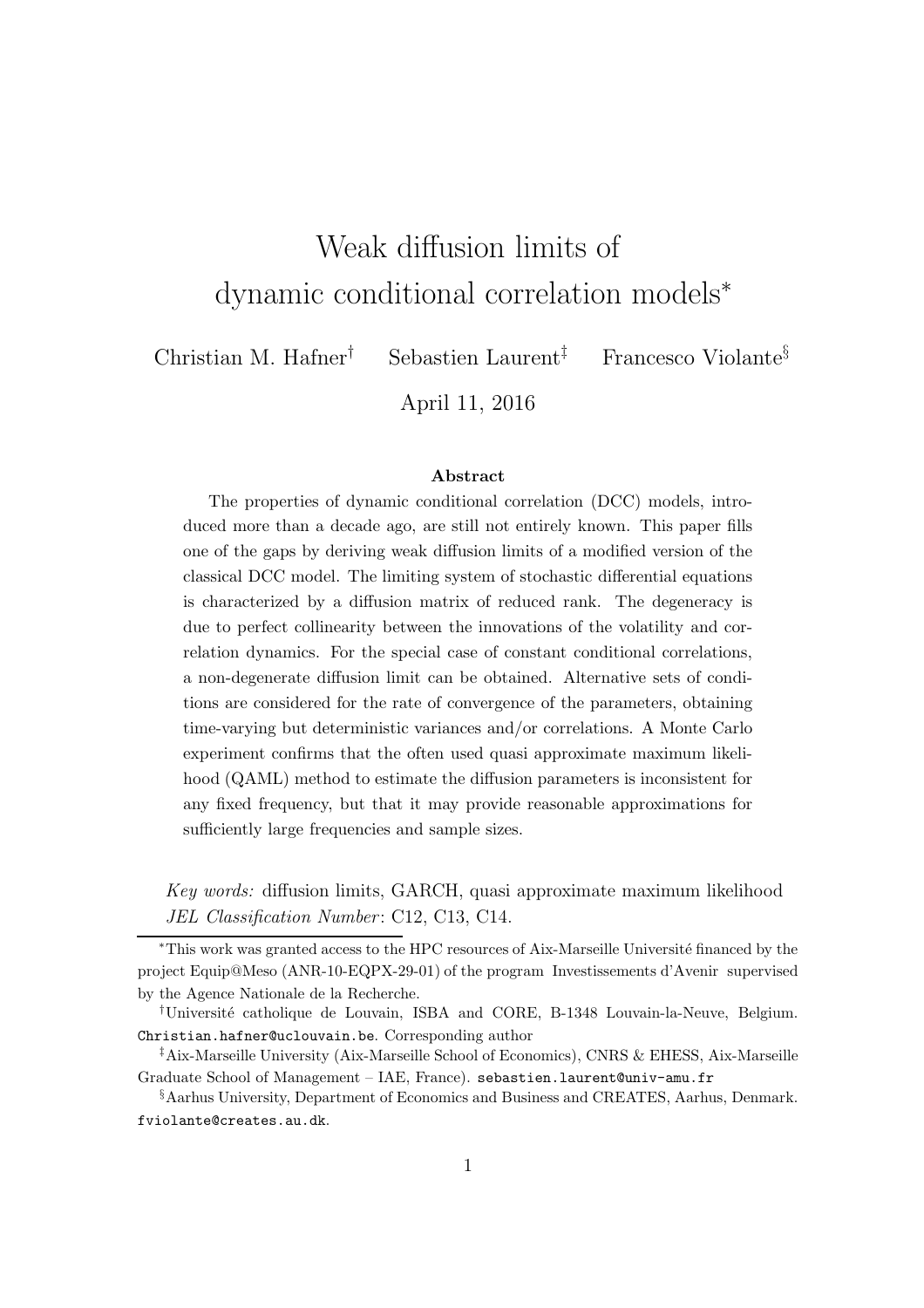# Weak diffusion limits of dynamic conditional correlation models*

Christian M. Hafner[†] Sebastien Laurent[‡] Francesco Violante[§]

April 11, 2016

## Abstract

The properties of dynamic conditional correlation (DCC) models, introduced more than a decade ago, are still not entirely known. This paper fills one of the gaps by deriving weak diffusion limits of a modified version of the classical DCC model. The limiting system of stochastic differential equations is characterized by a diffusion matrix of reduced rank. The degeneracy is due to perfect collinearity between the innovations of the volatility and correlation dynamics. For the special case of constant conditional correlations, a non-degenerate diffusion limit can be obtained. Alternative sets of conditions are considered for the rate of convergence of the parameters, obtaining time-varying but deterministic variances and/or correlations. A Monte Carlo experiment confirms that the often used quasi approximate maximum likelihood (QAML) method to estimate the diffusion parameters is inconsistent for any fixed frequency, but that it may provide reasonable approximations for sufficiently large frequencies and sample sizes.

*Key words:* diffusion limits, GARCH, quasi approximate maximum likelihood
*JEL Classification Number*: C12, C13, C14.

---

*This work was granted access to the HPC resources of Aix-Marseille Université financed by the project Equip@Meso (ANR-10-EQPX-29-01) of the program Investissements d'Avenir supervised by the Agence Nationale de la Recherche.

[†] Université catholique de Louvain, ISBA and CORE, B-1348 Louvain-la-Neuve, Belgium. Christian.hafner@uclouvain.be. Corresponding author

[‡] Aix-Marseille University (Aix-Marseille School of Economics), CNRS & EHESS, Aix-Marseille Graduate School of Management – IAE, France). sebastien.laurent@univ-amu.fr

[§] Aarhus University, Department of Economics and Business and CREATES, Aarhus, Denmark. fviolante@creates.au.dk.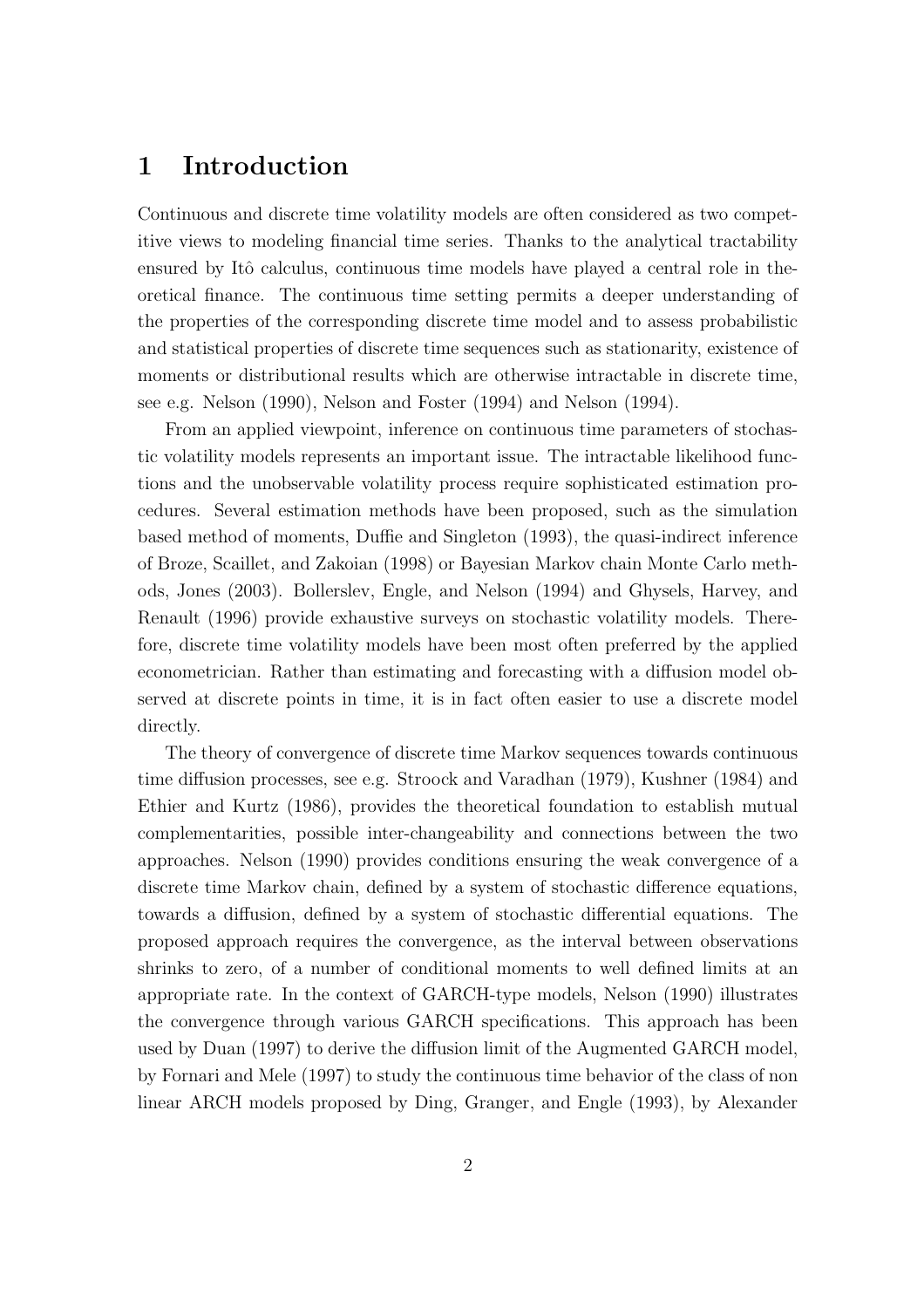# 1 Introduction

Continuous and discrete time volatility models are often considered as two competitive views to modeling financial time series. Thanks to the analytical tractability ensured by Itô calculus, continuous time models have played a central role in theoretical finance. The continuous time setting permits a deeper understanding of the properties of the corresponding discrete time model and to assess probabilistic and statistical properties of discrete time sequences such as stationarity, existence of moments or distributional results which are otherwise intractable in discrete time, see e.g. Nelson (1990), Nelson and Foster (1994) and Nelson (1994).

From an applied viewpoint, inference on continuous time parameters of stochastic volatility models represents an important issue. The intractable likelihood functions and the unobservable volatility process require sophisticated estimation procedures. Several estimation methods have been proposed, such as the simulation based method of moments, Duffie and Singleton (1993), the quasi-indirect inference of Broze, Scaillet, and Zakoian (1998) or Bayesian Markov chain Monte Carlo methods, Jones (2003). Bollerslev, Engle, and Nelson (1994) and Ghysels, Harvey, and Renault (1996) provide exhaustive surveys on stochastic volatility models. Therefore, discrete time volatility models have been most often preferred by the applied econometrician. Rather than estimating and forecasting with a diffusion model observed at discrete points in time, it is in fact often easier to use a discrete model directly.

The theory of convergence of discrete time Markov sequences towards continuous time diffusion processes, see e.g. Stroock and Varadhan (1979), Kushner (1984) and Ethier and Kurtz (1986), provides the theoretical foundation to establish mutual complementarities, possible inter-changeability and connections between the two approaches. Nelson (1990) provides conditions ensuring the weak convergence of a discrete time Markov chain, defined by a system of stochastic difference equations, towards a diffusion, defined by a system of stochastic differential equations. The proposed approach requires the convergence, as the interval between observations shrinks to zero, of a number of conditional moments to well defined limits at an appropriate rate. In the context of GARCH-type models, Nelson (1990) illustrates the convergence through various GARCH specifications. This approach has been used by Duan (1997) to derive the diffusion limit of the Augmented GARCH model, by Fornari and Mele (1997) to study the continuous time behavior of the class of non linear ARCH models proposed by Ding, Granger, and Engle (1993), by Alexander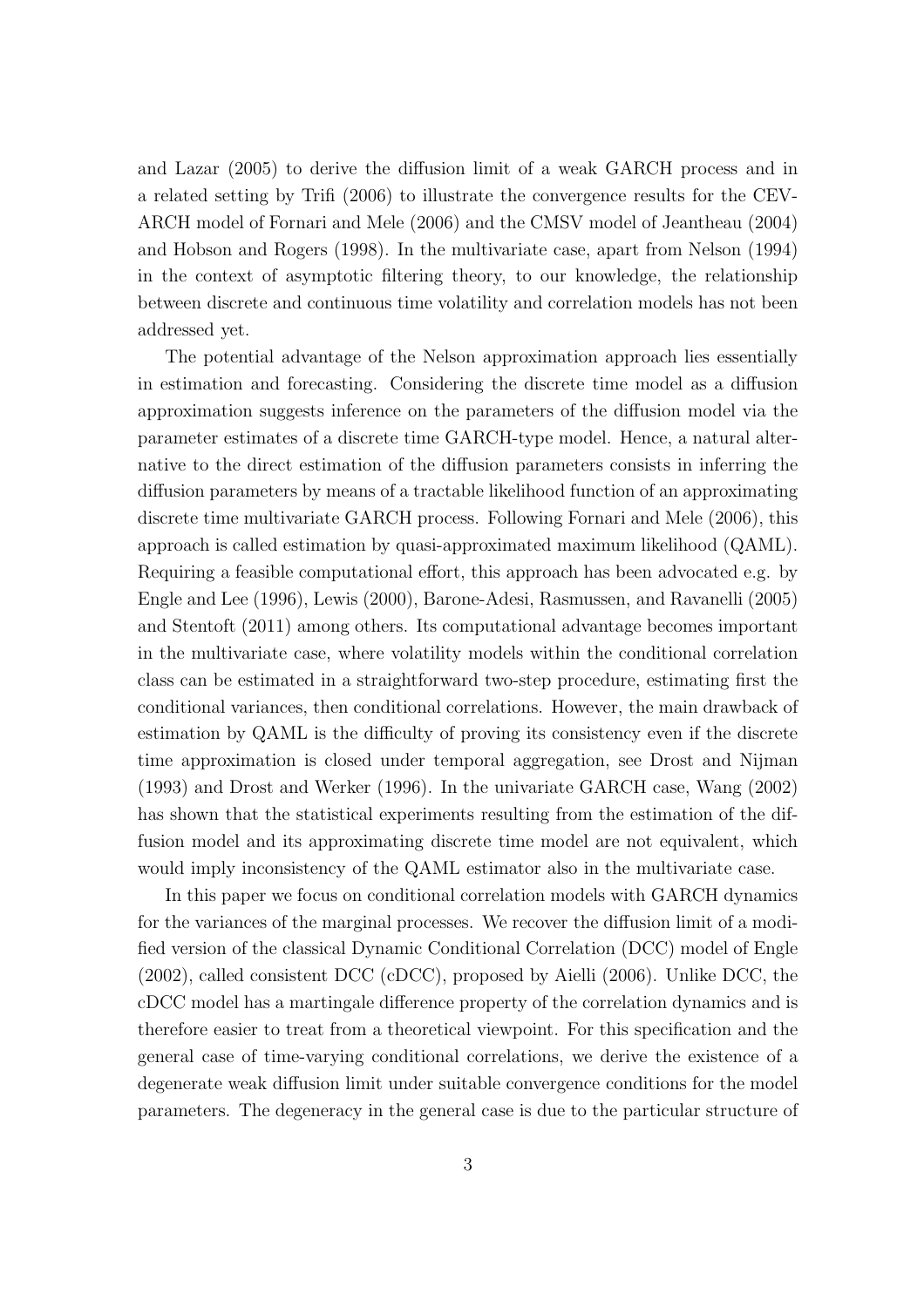and Lazar (2005) to derive the diffusion limit of a weak GARCH process and in a related setting by Trifi (2006) to illustrate the convergence results for the CEV-ARCH model of Fornari and Mele (2006) and the CMSV model of Jeantheau (2004) and Hobson and Rogers (1998). In the multivariate case, apart from Nelson (1994) in the context of asymptotic filtering theory, to our knowledge, the relationship between discrete and continuous time volatility and correlation models has not been addressed yet.

The potential advantage of the Nelson approximation approach lies essentially in estimation and forecasting. Considering the discrete time model as a diffusion approximation suggests inference on the parameters of the diffusion model via the parameter estimates of a discrete time GARCH-type model. Hence, a natural alternative to the direct estimation of the diffusion parameters consists in inferring the diffusion parameters by means of a tractable likelihood function of an approximating discrete time multivariate GARCH process. Following Fornari and Mele (2006), this approach is called estimation by quasi-approximated maximum likelihood (QAML). Requiring a feasible computational effort, this approach has been advocated e.g. by Engle and Lee (1996), Lewis (2000), Barone-Adesi, Rasmussen, and Ravanelli (2005) and Stentoft (2011) among others. Its computational advantage becomes important in the multivariate case, where volatility models within the conditional correlation class can be estimated in a straightforward two-step procedure, estimating first the conditional variances, then conditional correlations. However, the main drawback of estimation by QAML is the difficulty of proving its consistency even if the discrete time approximation is closed under temporal aggregation, see Drost and Nijman (1993) and Drost and Werker (1996). In the univariate GARCH case, Wang (2002) has shown that the statistical experiments resulting from the estimation of the diffusion model and its approximating discrete time model are not equivalent, which would imply inconsistency of the QAML estimator also in the multivariate case.

In this paper we focus on conditional correlation models with GARCH dynamics for the variances of the marginal processes. We recover the diffusion limit of a modified version of the classical Dynamic Conditional Correlation (DCC) model of Engle (2002), called consistent DCC (cDCC), proposed by Aielli (2006). Unlike DCC, the cDCC model has a martingale difference property of the correlation dynamics and is therefore easier to treat from a theoretical viewpoint. For this specification and the general case of time-varying conditional correlations, we derive the existence of a degenerate weak diffusion limit under suitable convergence conditions for the model parameters. The degeneracy in the general case is due to the particular structure of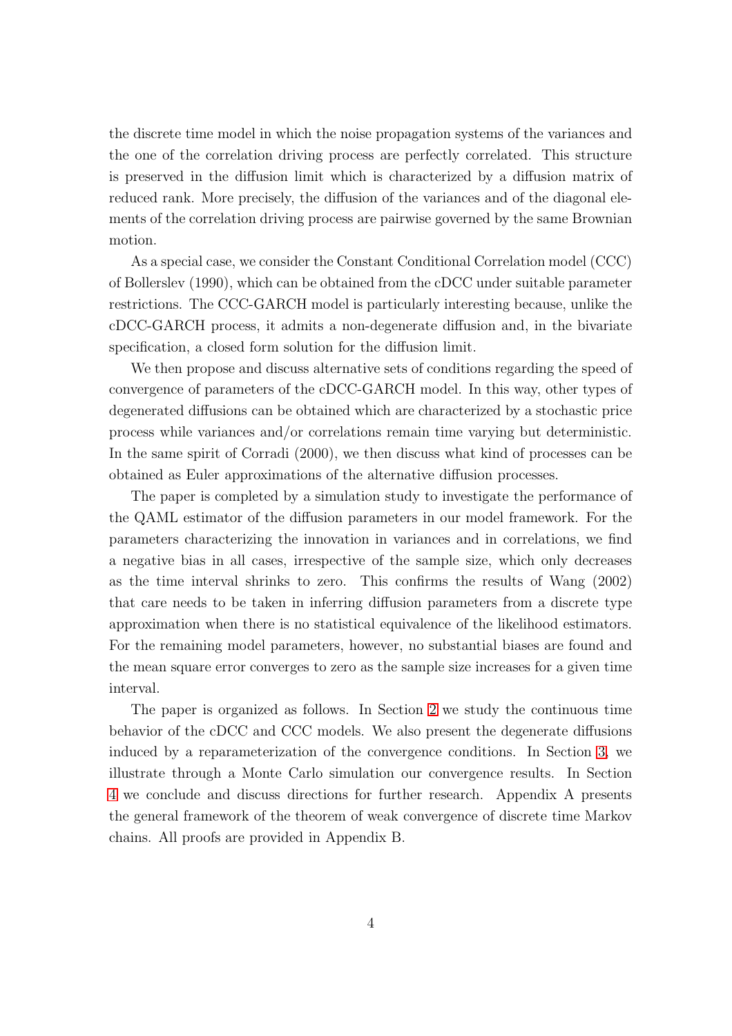the discrete time model in which the noise propagation systems of the variances and the one of the correlation driving process are perfectly correlated. This structure is preserved in the diffusion limit which is characterized by a diffusion matrix of reduced rank. More precisely, the diffusion of the variances and of the diagonal elements of the correlation driving process are pairwise governed by the same Brownian motion.

As a special case, we consider the Constant Conditional Correlation model (CCC) of Bollerslev (1990), which can be obtained from the cDCC under suitable parameter restrictions. The CCC-GARCH model is particularly interesting because, unlike the cDCC-GARCH process, it admits a non-degenerate diffusion and, in the bivariate specification, a closed form solution for the diffusion limit.

We then propose and discuss alternative sets of conditions regarding the speed of convergence of parameters of the cDCC-GARCH model. In this way, other types of degenerated diffusions can be obtained which are characterized by a stochastic price process while variances and/or correlations remain time varying but deterministic. In the same spirit of Corradi (2000), we then discuss what kind of processes can be obtained as Euler approximations of the alternative diffusion processes.

The paper is completed by a simulation study to investigate the performance of the QAML estimator of the diffusion parameters in our model framework. For the parameters characterizing the innovation in variances and in correlations, we find a negative bias in all cases, irrespective of the sample size, which only decreases as the time interval shrinks to zero. This confirms the results of Wang (2002) that care needs to be taken in inferring diffusion parameters from a discrete type approximation when there is no statistical equivalence of the likelihood estimators. For the remaining model parameters, however, no substantial biases are found and the mean square error converges to zero as the sample size increases for a given time interval.

The paper is organized as follows. In Section 2 we study the continuous time behavior of the cDCC and CCC models. We also present the degenerate diffusions induced by a reparameterization of the convergence conditions. In Section 3, we illustrate through a Monte Carlo simulation our convergence results. In Section 4 we conclude and discuss directions for further research. Appendix A presents the general framework of the theorem of weak convergence of discrete time Markov chains. All proofs are provided in Appendix B.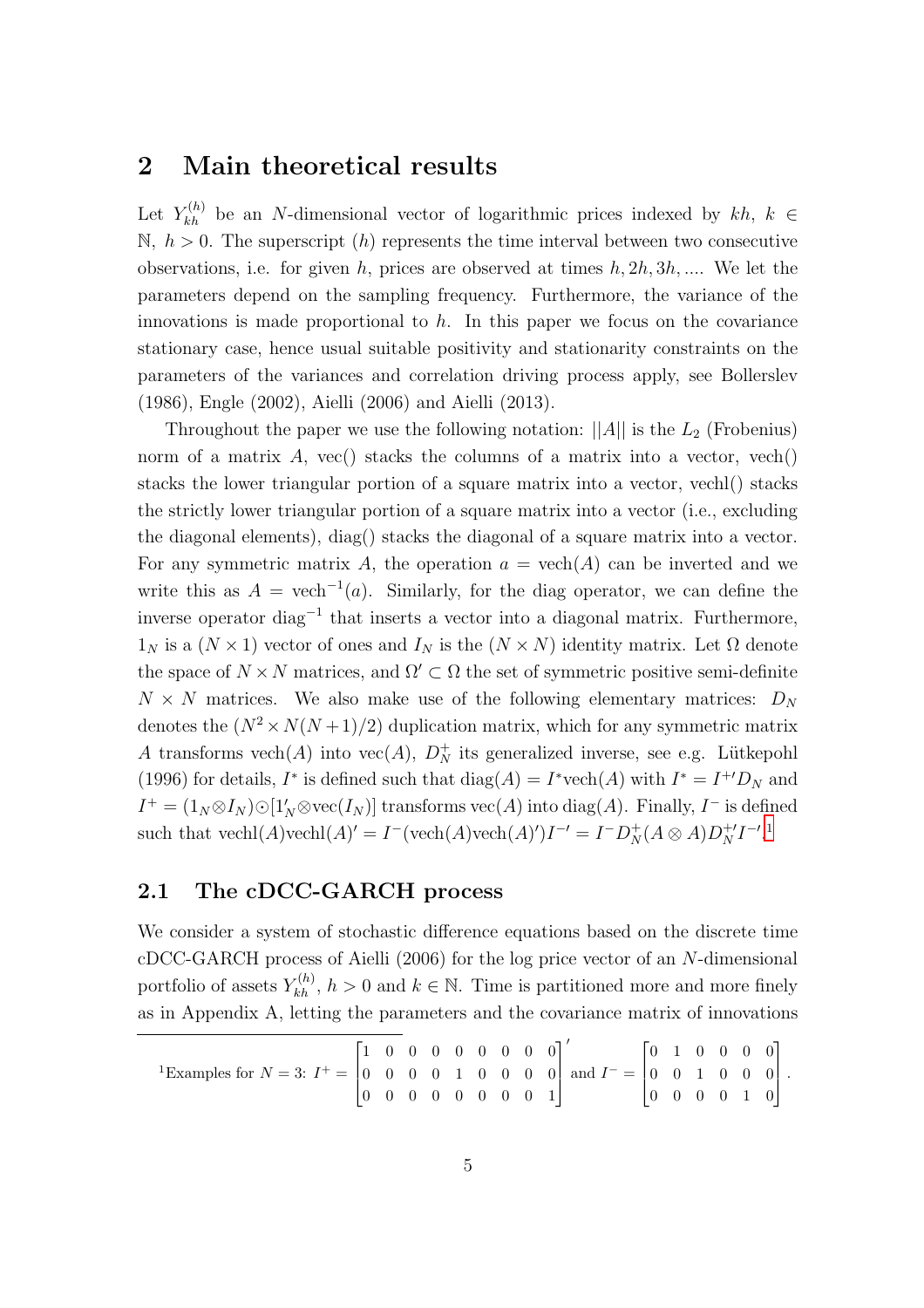# 2 Main theoretical results

Let $Y_{kh}^{(h)}$ be an $N$-dimensional vector of logarithmic prices indexed by $kh$, $k \in \mathbb{N}$, $h > 0$. The superscript $(h)$ represents the time interval between two consecutive observations, i.e. for given $h$, prices are observed at times $h, 2h, 3h, ....$ We let the parameters depend on the sampling frequency. Furthermore, the variance of the innovations is made proportional to $h$. In this paper we focus on the covariance stationary case, hence usual suitable positivity and stationarity constraints on the parameters of the variances and correlation driving process apply, see Bollerslev (1986), Engle (2002), Aielli (2006) and Aielli (2013).

Throughout the paper we use the following notation: $||A||$ is the $L_2$ (Frobenius) norm of a matrix $A$, vec() stacks the columns of a matrix into a vector, vech() stacks the lower triangular portion of a square matrix into a vector, vechl() stacks the strictly lower triangular portion of a square matrix into a vector (i.e., excluding the diagonal elements), diag() stacks the diagonal of a square matrix into a vector. For any symmetric matrix $A$, the operation $a = \text{vech}(A)$ can be inverted and we write this as $A = \text{vech}^{-1}(a)$. Similarly, for the diag operator, we can define the inverse operator $\text{diag}^{-1}$ that inserts a vector into a diagonal matrix. Furthermore, $1_N$ is a $(N \times 1)$ vector of ones and $I_N$ is the $(N \times N)$ identity matrix. Let $\Omega$ denote the space of $N \times N$ matrices, and $\Omega' \subset \Omega$ the set of symmetric positive semi-definite $N \times N$ matrices. We also make use of the following elementary matrices: $D_N$ denotes the $(N^2 \times N(N+1)/2)$ duplication matrix, which for any symmetric matrix $A$ transforms $\text{vech}(A)$ into $\text{vec}(A)$, $D_N^+$ its generalized inverse, see e.g. Lütkepohl (1996) for details, $I^*$ is defined such that $\text{diag}(A) = I^*\text{vech}(A)$ with $I^* = I^{+\prime}D_N$ and $I^+ = (1_N \otimes I_N) \odot [1_N' \otimes \text{vec}(I_N)]$ transforms $\text{vec}(A)$ into $\text{diag}(A)$. Finally, $I^-$ is defined such that $\text{vechl}(A)\text{vechl}(A)' = I^-(\text{vech}(A)\text{vech}(A)')I^{-\prime} = I^- D_N^+(A \otimes A)D_N^{+\prime}I^{-\prime}$.[1]

## 2.1 The cDCC-GARCH process

We consider a system of stochastic difference equations based on the discrete time cDCC-GARCH process of Aielli (2006) for the log price vector of an $N$-dimensional portfolio of assets $Y_{kh}^{(h)}$, $h > 0$ and $k \in \mathbb{N}$. Time is partitioned more and more finely as in Appendix A, letting the parameters and the covariance matrix of innovations

---

[1] Examples for $N = 3$: $I^+ = \begin{bmatrix} 1 & 0 & 0 & 0 & 0 & 0 & 0 & 0 & 0 \\ 0 & 0 & 0 & 0 & 1 & 0 & 0 & 0 & 0 \\ 0 & 0 & 0 & 0 & 0 & 0 & 0 & 0 & 1 \end{bmatrix}'$ and $I^- = \begin{bmatrix} 0 & 1 & 0 & 0 & 0 & 0 \\ 0 & 0 & 1 & 0 & 0 & 0 \\ 0 & 0 & 0 & 0 & 1 & 0 \end{bmatrix}$.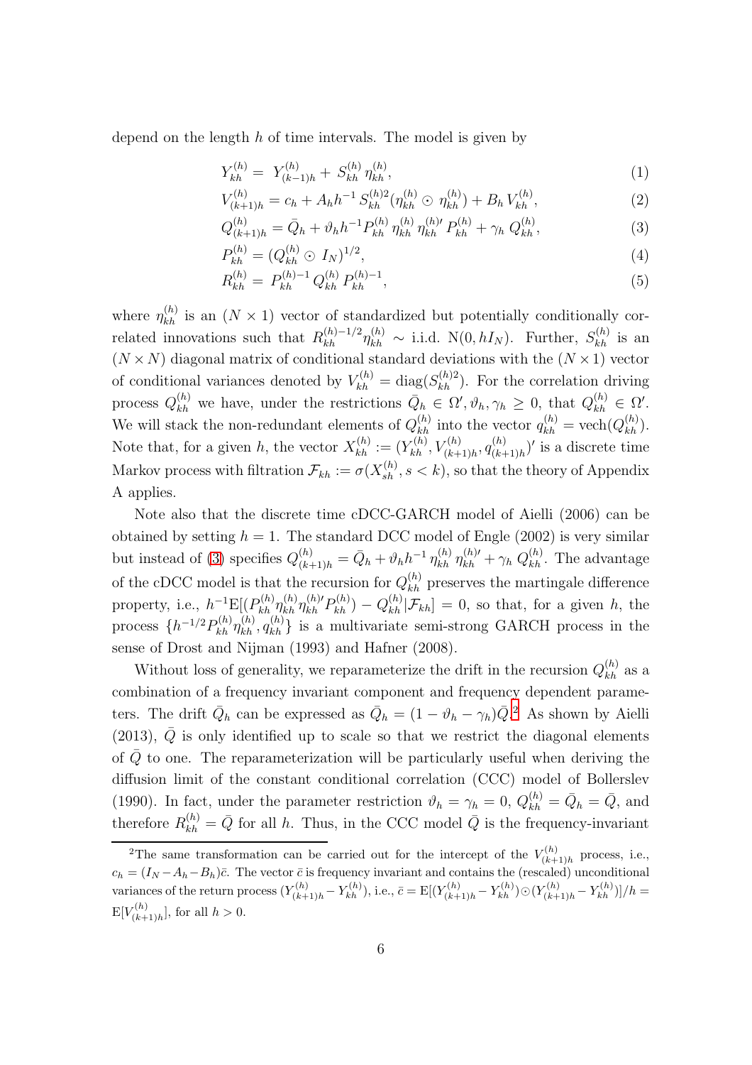depend on the length $h$ of time intervals. The model is given by

$$Y_{kh}^{(h)} = Y_{(k-1)h}^{(h)} + S_{kh}^{(h)} \eta_{kh}^{(h)}, \tag{1}$$

$$V_{(k+1)h}^{(h)} = c_h + A_h h^{-1} S_{kh}^{(h)2} (\eta_{kh}^{(h)} \odot \eta_{kh}^{(h)}) + B_h V_{kh}^{(h)}, \tag{2}$$

$$Q_{(k+1)h}^{(h)} = \bar{Q}_h + \vartheta_h h^{-1} P_{kh}^{(h)} \eta_{kh}^{(h)} \eta_{kh}^{(h)\prime} P_{kh}^{(h)} + \gamma_h Q_{kh}^{(h)}, \tag{3}$$

$$P_{kh}^{(h)} = (Q_{kh}^{(h)} \odot I_N)^{1/2}, \tag{4}$$

$$R_{kh}^{(h)} = P_{kh}^{(h)-1} Q_{kh}^{(h)} P_{kh}^{(h)-1}, \tag{5}$$

where $\eta_{kh}^{(h)}$ is an $(N \times 1)$ vector of standardized but potentially conditionally correlated innovations such that $R_{kh}^{(h)-1/2} \eta_{kh}^{(h)} \sim$ i.i.d. $\mathrm{N}(0, hI_N)$. Further, $S_{kh}^{(h)}$ is an $(N \times N)$ diagonal matrix of conditional standard deviations with the $(N \times 1)$ vector of conditional variances denoted by $V_{kh}^{(h)} = \mathrm{diag}(S_{kh}^{(h)2})$. For the correlation driving process $Q_{kh}^{(h)}$ we have, under the restrictions $\bar{Q}_h \in \Omega', \vartheta_h, \gamma_h \geq 0$, that $Q_{kh}^{(h)} \in \Omega'$. We will stack the non-redundant elements of $Q_{kh}^{(h)}$ into the vector $q_{kh}^{(h)} = \mathrm{vech}(Q_{kh}^{(h)})$. Note that, for a given $h$, the vector $X_{kh}^{(h)} := (Y_{kh}^{(h)}, V_{(k+1)h}^{(h)}, q_{(k+1)h}^{(h)})'$ is a discrete time Markov process with filtration $\mathcal{F}_{kh} := \sigma(X_{sh}^{(h)}, s < k)$, so that the theory of Appendix A applies.

Note also that the discrete time cDCC-GARCH model of Aielli (2006) can be obtained by setting $h = 1$. The standard DCC model of Engle (2002) is very similar but instead of (3) specifies $Q_{(k+1)h}^{(h)} = \bar{Q}_h + \vartheta_h h^{-1} \eta_{kh}^{(h)} \eta_{kh}^{(h)\prime} + \gamma_h Q_{kh}^{(h)}$. The advantage of the cDCC model is that the recursion for $Q_{kh}^{(h)}$ preserves the martingale difference property, i.e., $h^{-1}\mathrm{E}[(P_{kh}^{(h)} \eta_{kh}^{(h)} \eta_{kh}^{(h)\prime} P_{kh}^{(h)}) - Q_{kh}^{(h)} | \mathcal{F}_{kh}] = 0$, so that, for a given $h$, the process $\{h^{-1/2} P_{kh}^{(h)} \eta_{kh}^{(h)}, q_{kh}^{(h)}\}$ is a multivariate semi-strong GARCH process in the sense of Drost and Nijman (1993) and Hafner (2008).

Without loss of generality, we reparameterize the drift in the recursion $Q_{kh}^{(h)}$ as a combination of a frequency invariant component and frequency dependent parameters. The drift $\bar{Q}_h$ can be expressed as $\bar{Q}_h = (1 - \vartheta_h - \gamma_h)\bar{Q}$.[2] As shown by Aielli (2013), $\bar{Q}$ is only identified up to scale so that we restrict the diagonal elements of $\bar{Q}$ to one. The reparameterization will be particularly useful when deriving the diffusion limit of the constant conditional correlation (CCC) model of Bollerslev (1990). In fact, under the parameter restriction $\vartheta_h = \gamma_h = 0$, $Q_{kh}^{(h)} = \bar{Q}_h = \bar{Q}$, and therefore $R_{kh}^{(h)} = \bar{Q}$ for all $h$. Thus, in the CCC model $\bar{Q}$ is the frequency-invariant

[2] The same transformation can be carried out for the intercept of the $V_{(k+1)h}^{(h)}$ process, i.e., $c_h = (I_N - A_h - B_h)\bar{c}$. The vector $\bar{c}$ is frequency invariant and contains the (rescaled) unconditional variances of the return process $(Y_{(k+1)h}^{(h)} - Y_{kh}^{(h)})$, i.e., $\bar{c} = \mathrm{E}[(Y_{(k+1)h}^{(h)} - Y_{kh}^{(h)}) \odot (Y_{(k+1)h}^{(h)} - Y_{kh}^{(h)})]/h = \mathrm{E}[V_{(k+1)h}^{(h)}]$, for all $h > 0$.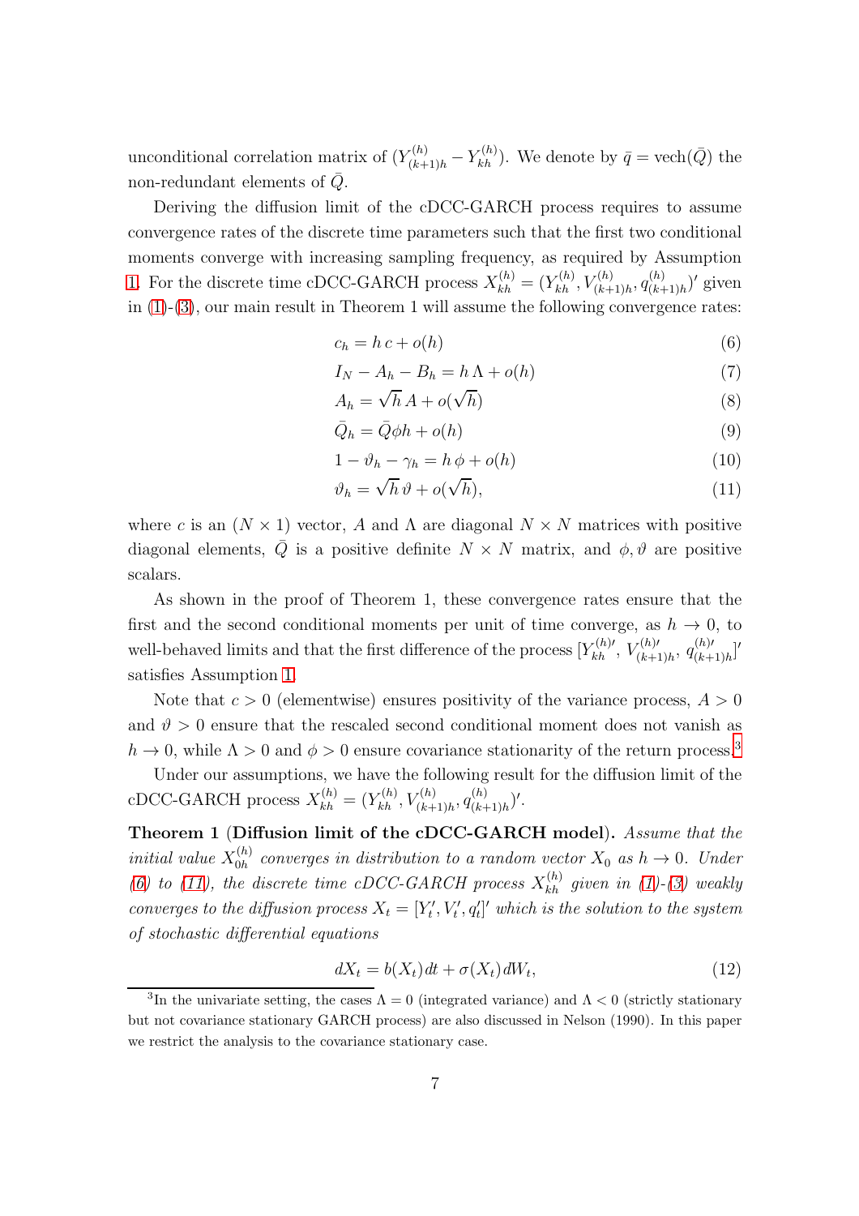unconditional correlation matrix of $(Y^{(h)}_{(k+1)h} - Y^{(h)}_{kh})$. We denote by $\bar{q} = \text{vech}(\bar{Q})$ the non-redundant elements of $\bar{Q}$.

Deriving the diffusion limit of the cDCC-GARCH process requires to assume convergence rates of the discrete time parameters such that the first two conditional moments converge with increasing sampling frequency, as required by Assumption 1. For the discrete time cDCC-GARCH process $X^{(h)}_{kh} = (Y^{(h)}_{kh}, V^{(h)}_{(k+1)h}, q^{(h)}_{(k+1)h})'$ given in (1)-(3), our main result in Theorem 1 will assume the following convergence rates:

$$c_h = h\, c + o(h) \tag{6}$$

$$I_N - A_h - B_h = h\, \Lambda + o(h) \tag{7}$$

$$A_h = \sqrt{h}\, A + o(\sqrt{h}) \tag{8}$$

$$\bar{Q}_h = \bar{Q}\phi h + o(h) \tag{9}$$

$$1 - \vartheta_h - \gamma_h = h\, \phi + o(h) \tag{10}$$

$$\vartheta_h = \sqrt{h}\, \vartheta + o(\sqrt{h}), \tag{11}$$

where $c$ is an $(N \times 1)$ vector, $A$ and $\Lambda$ are diagonal $N \times N$ matrices with positive diagonal elements, $\bar{Q}$ is a positive definite $N \times N$ matrix, and $\phi, \vartheta$ are positive scalars.

As shown in the proof of Theorem 1, these convergence rates ensure that the first and the second conditional moments per unit of time converge, as $h \to 0$, to well-behaved limits and that the first difference of the process $[Y^{(h)\prime}_{kh}, V^{(h)\prime}_{(k+1)h}, q^{(h)\prime}_{(k+1)h}]'$ satisfies Assumption 1.

Note that $c > 0$ (elementwise) ensures positivity of the variance process, $A > 0$ and $\vartheta > 0$ ensure that the rescaled second conditional moment does not vanish as $h \to 0$, while $\Lambda > 0$ and $\phi > 0$ ensure covariance stationarity of the return process.[3]

Under our assumptions, we have the following result for the diffusion limit of the cDCC-GARCH process $X^{(h)}_{kh} = (Y^{(h)}_{kh}, V^{(h)}_{(k+1)h}, q^{(h)}_{(k+1)h})'$.

**Theorem 1** (**Diffusion limit of the cDCC-GARCH model**). *Assume that the initial value $X^{(h)}_{0h}$ converges in distribution to a random vector $X_0$ as $h \to 0$. Under (6) to (11), the discrete time cDCC-GARCH process $X^{(h)}_{kh}$ given in (1)-(3) weakly converges to the diffusion process $X_t = [Y'_t, V'_t, q'_t]'$ which is the solution to the system of stochastic differential equations*

$$dX_t = b(X_t)dt + \sigma(X_t)dW_t, \tag{12}$$

[3] In the univariate setting, the cases $\Lambda = 0$ (integrated variance) and $\Lambda < 0$ (strictly stationary but not covariance stationary GARCH process) are also discussed in Nelson (1990). In this paper we restrict the analysis to the covariance stationary case.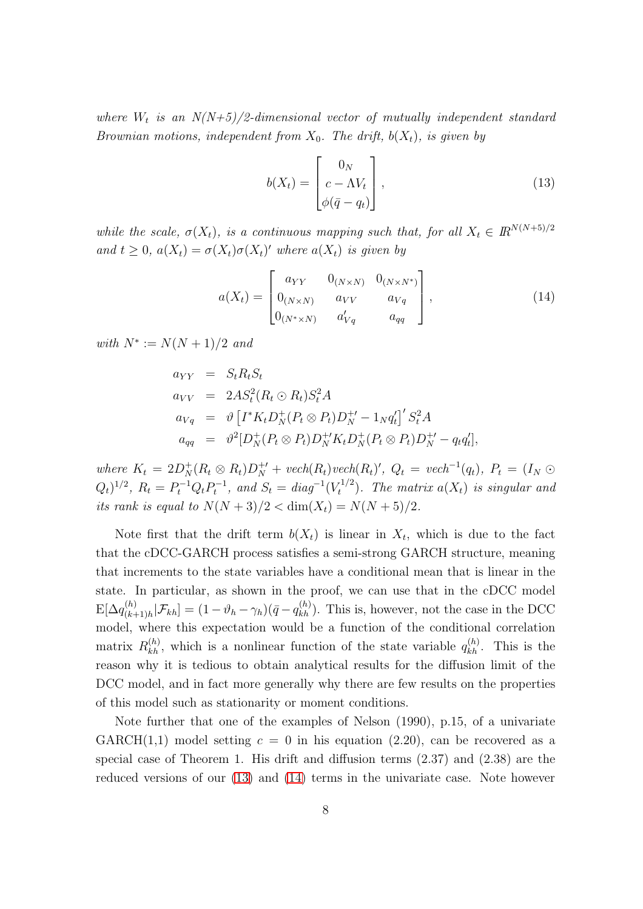*where $W_t$ is an $N(N+5)/2$-dimensional vector of mutually independent standard Brownian motions, independent from $X_0$. The drift, $b(X_t)$, is given by*

$$b(X_t) = \begin{bmatrix} 0_N \\ c - \Lambda V_t \\ \phi(\bar{q} - q_t) \end{bmatrix}, \tag{13}$$

*while the scale, $\sigma(X_t)$, is a continuous mapping such that, for all $X_t \in I\!R^{N(N+5)/2}$ and $t \geq 0$, $a(X_t) = \sigma(X_t)\sigma(X_t)'$ where $a(X_t)$ is given by*

$$a(X_t) = \begin{bmatrix} a_{YY} & 0_{(N\times N)} & 0_{(N\times N^*)} \\ 0_{(N\times N)} & a_{VV} & a_{Vq} \\ 0_{(N^*\times N)} & a'_{Vq} & a_{qq} \end{bmatrix}, \tag{14}$$

*with $N^* := N(N+1)/2$ and*

$$\begin{aligned}
a_{YY} &= S_t R_t S_t \\
a_{VV} &= 2AS_t^2(R_t \odot R_t)S_t^2 A \\
a_{Vq} &= \vartheta \left[ I^* K_t D_N^+ (P_t \otimes P_t) D_N^{+\prime} - 1_N q_t' \right]' S_t^2 A \\
a_{qq} &= \vartheta^2 [D_N^+ (P_t \otimes P_t) D_N^{+\prime} K_t D_N^+ (P_t \otimes P_t) D_N^{+\prime} - q_t q_t'],
\end{aligned}$$

*where $K_t = 2D_N^+(R_t \otimes R_t)D_N^{+\prime} + vech(R_t)vech(R_t)'$, $Q_t = vech^{-1}(q_t)$, $P_t = (I_N \odot Q_t)^{1/2}$, $R_t = P_t^{-1} Q_t P_t^{-1}$, and $S_t = diag^{-1}(V_t^{1/2})$. The matrix $a(X_t)$ is singular and its rank is equal to $N(N+3)/2 < \dim(X_t) = N(N+5)/2$.*

Note first that the drift term $b(X_t)$ is linear in $X_t$, which is due to the fact that the cDCC-GARCH process satisfies a semi-strong GARCH structure, meaning that increments to the state variables have a conditional mean that is linear in the state. In particular, as shown in the proof, we can use that in the cDCC model $\mathrm{E}[\Delta q^{(h)}_{(k+1)h} | \mathcal{F}_{kh}] = (1 - \vartheta_h - \gamma_h)(\bar{q} - q^{(h)}_{kh})$. This is, however, not the case in the DCC model, where this expectation would be a function of the conditional correlation matrix $R^{(h)}_{kh}$, which is a nonlinear function of the state variable $q^{(h)}_{kh}$. This is the reason why it is tedious to obtain analytical results for the diffusion limit of the DCC model, and in fact more generally why there are few results on the properties of this model such as stationarity or moment conditions.

Note further that one of the examples of Nelson (1990), p.15, of a univariate GARCH(1,1) model setting $c = 0$ in his equation (2.20), can be recovered as a special case of Theorem 1. His drift and diffusion terms (2.37) and (2.38) are the reduced versions of our (13) and (14) terms in the univariate case. Note however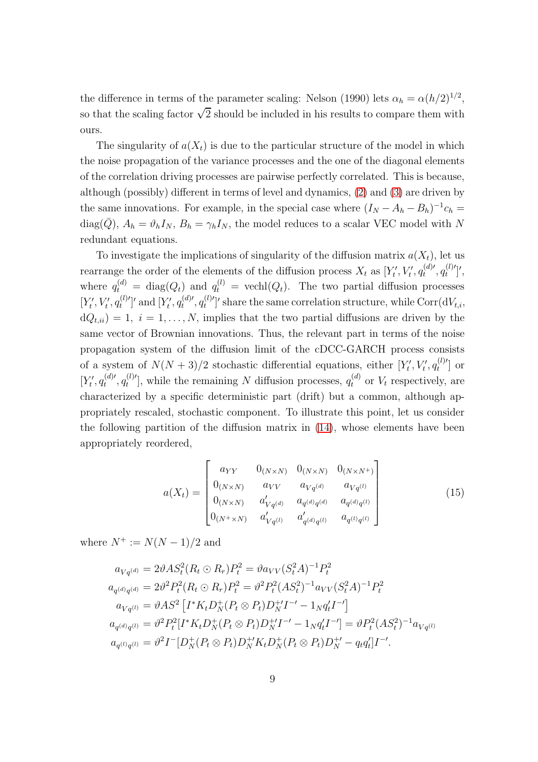the difference in terms of the parameter scaling: Nelson (1990) lets $\alpha_h = \alpha(h/2)^{1/2}$, so that the scaling factor $\sqrt{2}$ should be included in his results to compare them with ours.

The singularity of $a(X_t)$ is due to the particular structure of the model in which the noise propagation of the variance processes and the one of the diagonal elements of the correlation driving processes are pairwise perfectly correlated. This is because, although (possibly) different in terms of level and dynamics, (2) and (3) are driven by the same innovations. For example, in the special case where $(I_N - A_h - B_h)^{-1}c_h = \mathrm{diag}(\bar{Q})$, $A_h = \vartheta_h I_N$, $B_h = \gamma_h I_N$, the model reduces to a scalar VEC model with $N$ redundant equations.

To investigate the implications of singularity of the diffusion matrix $a(X_t)$, let us rearrange the order of the elements of the diffusion process $X_t$ as $[Y_t', V_t', q_t^{(d)\prime}, q_t^{(l)\prime}]'$, where $q_t^{(d)} = \mathrm{diag}(Q_t)$ and $q_t^{(l)} = \mathrm{vechl}(Q_t)$. The two partial diffusion processes $[Y_t', V_t', q_t^{(l)\prime}]'$ and $[Y_t', q_t^{(d)\prime}, q_t^{(l)\prime}]'$ share the same correlation structure, while $\mathrm{Corr}(\mathrm{d}V_{t,i}, \mathrm{d}Q_{t,ii}) = 1,\ i = 1, \ldots, N$, implies that the two partial diffusions are driven by the same vector of Brownian innovations. Thus, the relevant part in terms of the noise propagation system of the diffusion limit of the cDCC-GARCH process consists of a system of $N(N+3)/2$ stochastic differential equations, either $[Y_t', V_t', q_t^{(l)\prime}]$ or $[Y_t', q_t^{(d)\prime}, q_t^{(l)\prime}]$, while the remaining $N$ diffusion processes, $q_t^{(d)}$ or $V_t$ respectively, are characterized by a specific deterministic part (drift) but a common, although appropriately rescaled, stochastic component. To illustrate this point, let us consider the following partition of the diffusion matrix in (14), whose elements have been appropriately reordered,

$$
a(X_t) = \begin{bmatrix} a_{YY} & 0_{(N\times N)} & 0_{(N\times N)} & 0_{(N\times N^+)} \\ 0_{(N\times N)} & a_{VV} & a_{Vq^{(d)}} & a_{Vq^{(l)}} \\ 0_{(N\times N)} & a'_{Vq^{(d)}} & a_{q^{(d)}q^{(d)}} & a_{q^{(d)}q^{(l)}} \\ 0_{(N^+\times N)} & a'_{Vq^{(l)}} & a'_{q^{(d)}q^{(l)}} & a_{q^{(l)}q^{(l)}} \end{bmatrix} \tag{15}
$$

where $N^+ := N(N-1)/2$ and

$$
\begin{aligned}
a_{Vq^{(d)}} &= 2\vartheta A S_t^2 (R_t \odot R_r) P_t^2 = \vartheta a_{VV} (S_t^2 A)^{-1} P_t^2 \\
a_{q^{(d)}q^{(d)}} &= 2\vartheta^2 P_t^2 (R_t \odot R_r) P_t^2 = \vartheta^2 P_t^2 (A S_t^2)^{-1} a_{VV} (S_t^2 A)^{-1} P_t^2 \\
a_{Vq^{(l)}} &= \vartheta A S^2 \left[ I^* K_t D_N^+ (P_t \otimes P_t) D_N^{+\prime} I^{-\prime} - 1_N q_t' I^{-\prime} \right] \\
a_{q^{(d)}q^{(l)}} &= \vartheta^2 P_t^2 [I^* K_t D_N^+ (P_t \otimes P_t) D_N^{+\prime} I^{-\prime} - 1_N q_t' I^{-\prime}] = \vartheta P_t^2 (A S_t^2)^{-1} a_{Vq^{(l)}} \\
a_{q^{(l)}q^{(l)}} &= \vartheta^2 I^- [D_N^+ (P_t \otimes P_t) D_N^{+\prime} K_t D_N^+ (P_t \otimes P_t) D_N^{+\prime} - q_t q_t'] I^{-\prime}.
\end{aligned}
$$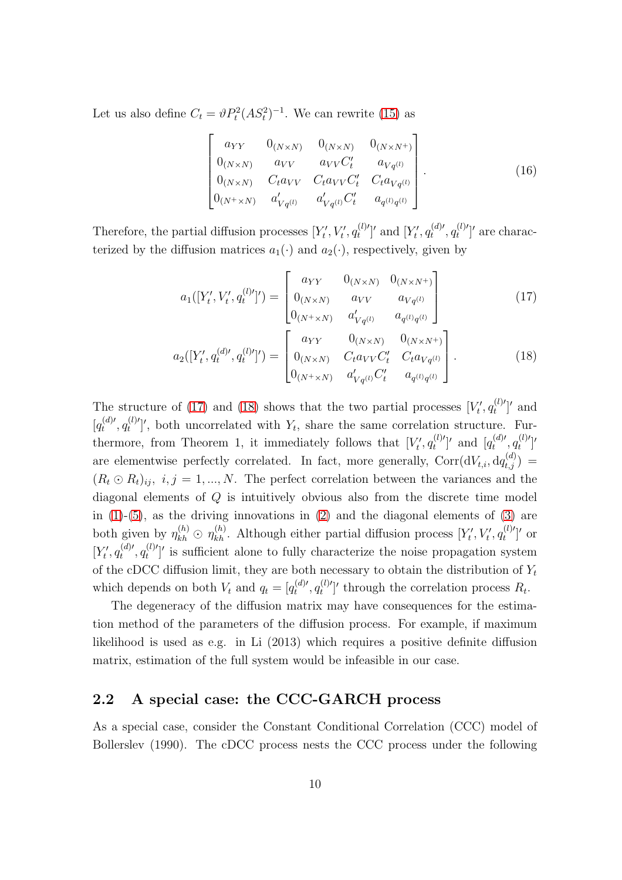Let us also define $C_t = \vartheta P_t^2 (AS_t^2)^{-1}$. We can rewrite (15) as

$$
\begin{bmatrix}
a_{YY} & 0_{(N\times N)} & 0_{(N\times N)} & 0_{(N\times N^+)} \\
0_{(N\times N)} & a_{VV} & a_{VV}C_t' & a_{Vq^{(l)}} \\
0_{(N\times N)} & C_t a_{VV} & C_t a_{VV} C_t' & C_t a_{Vq^{(l)}} \\
0_{(N^+\times N)} & a_{Vq^{(l)}}' & a_{Vq^{(l)}}' C_t' & a_{q^{(l)}q^{(l)}}
\end{bmatrix}. \tag{16}
$$

Therefore, the partial diffusion processes $[Y_t', V_t', q_t^{(l)\prime}]'$ and $[Y_t', q_t^{(d)\prime}, q_t^{(l)\prime}]'$ are characterized by the diffusion matrices $a_1(\cdot)$ and $a_2(\cdot)$, respectively, given by

$$
a_1([Y_t', V_t', q_t^{(l)\prime}]') = \begin{bmatrix}
a_{YY} & 0_{(N\times N)} & 0_{(N\times N^+)} \\
0_{(N\times N)} & a_{VV} & a_{Vq^{(l)}} \\
0_{(N^+\times N)} & a_{Vq^{(l)}}' & a_{q^{(l)}q^{(l)}}
\end{bmatrix} \tag{17}
$$

$$
a_2([Y_t', q_t^{(d)\prime}, q_t^{(l)\prime}]') = \begin{bmatrix}
a_{YY} & 0_{(N\times N)} & 0_{(N\times N^+)} \\
0_{(N\times N)} & C_t a_{VV} C_t' & C_t a_{Vq^{(l)}} \\
0_{(N^+\times N)} & a_{Vq^{(l)}}' C_t' & a_{q^{(l)}q^{(l)}}
\end{bmatrix}. \tag{18}
$$

The structure of (17) and (18) shows that the two partial processes $[V_t', q_t^{(l)\prime}]'$ and $[q_t^{(d)\prime}, q_t^{(l)\prime}]'$, both uncorrelated with $Y_t$, share the same correlation structure. Furthermore, from Theorem 1, it immediately follows that $[V_t', q_t^{(l)\prime}]'$ and $[q_t^{(d)\prime}, q_t^{(l)\prime}]'$ are elementwise perfectly correlated. In fact, more generally, $\text{Corr}(\text{d}V_{t,i}, \text{d}q_{t,j}^{(d)}) = (R_t \odot R_t)_{ij},\ i,j = 1, ..., N$. The perfect correlation between the variances and the diagonal elements of $Q$ is intuitively obvious also from the discrete time model in (1)-(5), as the driving innovations in (2) and the diagonal elements of (3) are both given by $\eta_{kh}^{(h)} \odot \eta_{kh}^{(h)}$. Although either partial diffusion process $[Y_t', V_t', q_t^{(l)\prime}]'$ or $[Y_t', q_t^{(d)\prime}, q_t^{(l)\prime}]'$ is sufficient alone to fully characterize the noise propagation system of the cDCC diffusion limit, they are both necessary to obtain the distribution of $Y_t$ which depends on both $V_t$ and $q_t = [q_t^{(d)\prime}, q_t^{(l)\prime}]'$ through the correlation process $R_t$.

The degeneracy of the diffusion matrix may have consequences for the estimation method of the parameters of the diffusion process. For example, if maximum likelihood is used as e.g. in Li (2013) which requires a positive definite diffusion matrix, estimation of the full system would be infeasible in our case.

## 2.2 A special case: the CCC-GARCH process

As a special case, consider the Constant Conditional Correlation (CCC) model of Bollerslev (1990). The cDCC process nests the CCC process under the following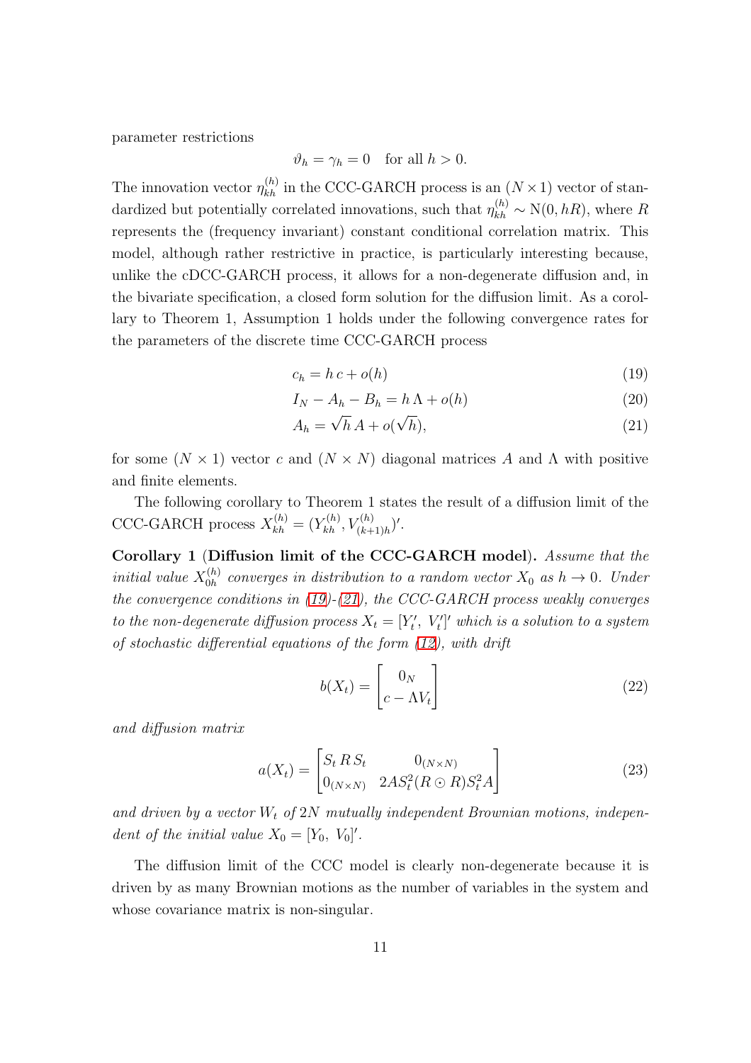parameter restrictions

$$\vartheta_h = \gamma_h = 0 \quad \text{for all } h > 0.$$

The innovation vector $\eta_{kh}^{(h)}$ in the CCC-GARCH process is an $(N \times 1)$ vector of standardized but potentially correlated innovations, such that $\eta_{kh}^{(h)} \sim \mathrm{N}(0, hR)$, where $R$ represents the (frequency invariant) constant conditional correlation matrix. This model, although rather restrictive in practice, is particularly interesting because, unlike the cDCC-GARCH process, it allows for a non-degenerate diffusion and, in the bivariate specification, a closed form solution for the diffusion limit. As a corollary to Theorem 1, Assumption 1 holds under the following convergence rates for the parameters of the discrete time CCC-GARCH process

$$c_h = h\,c + o(h) \tag{19}$$

$$I_N - A_h - B_h = h\,\Lambda + o(h) \tag{20}$$

$$A_h = \sqrt{h}\,A + o(\sqrt{h}), \tag{21}$$

for some $(N \times 1)$ vector $c$ and $(N \times N)$ diagonal matrices $A$ and $\Lambda$ with positive and finite elements.

The following corollary to Theorem 1 states the result of a diffusion limit of the CCC-GARCH process $X_{kh}^{(h)} = (Y_{kh}^{(h)}, V_{(k+1)h}^{(h)})'$.

**Corollary 1** (**Diffusion limit of the CCC-GARCH model**). *Assume that the initial value $X_{0h}^{(h)}$ converges in distribution to a random vector $X_0$ as $h \to 0$. Under the convergence conditions in (19)-(21), the CCC-GARCH process weakly converges to the non-degenerate diffusion process $X_t = [Y_t',\ V_t']'$ which is a solution to a system of stochastic differential equations of the form (12), with drift*

$$b(X_t) = \begin{bmatrix} 0_N \\ c - \Lambda V_t \end{bmatrix} \tag{22}$$

*and diffusion matrix*

$$a(X_t) = \begin{bmatrix} S_t\,R\,S_t & 0_{(N\times N)} \\ 0_{(N\times N)} & 2AS_t^2(R \odot R)S_t^2 A \end{bmatrix} \tag{23}$$

*and driven by a vector $W_t$ of $2N$ mutually independent Brownian motions, independent of the initial value $X_0 = [Y_0,\ V_0]'$.*

The diffusion limit of the CCC model is clearly non-degenerate because it is driven by as many Brownian motions as the number of variables in the system and whose covariance matrix is non-singular.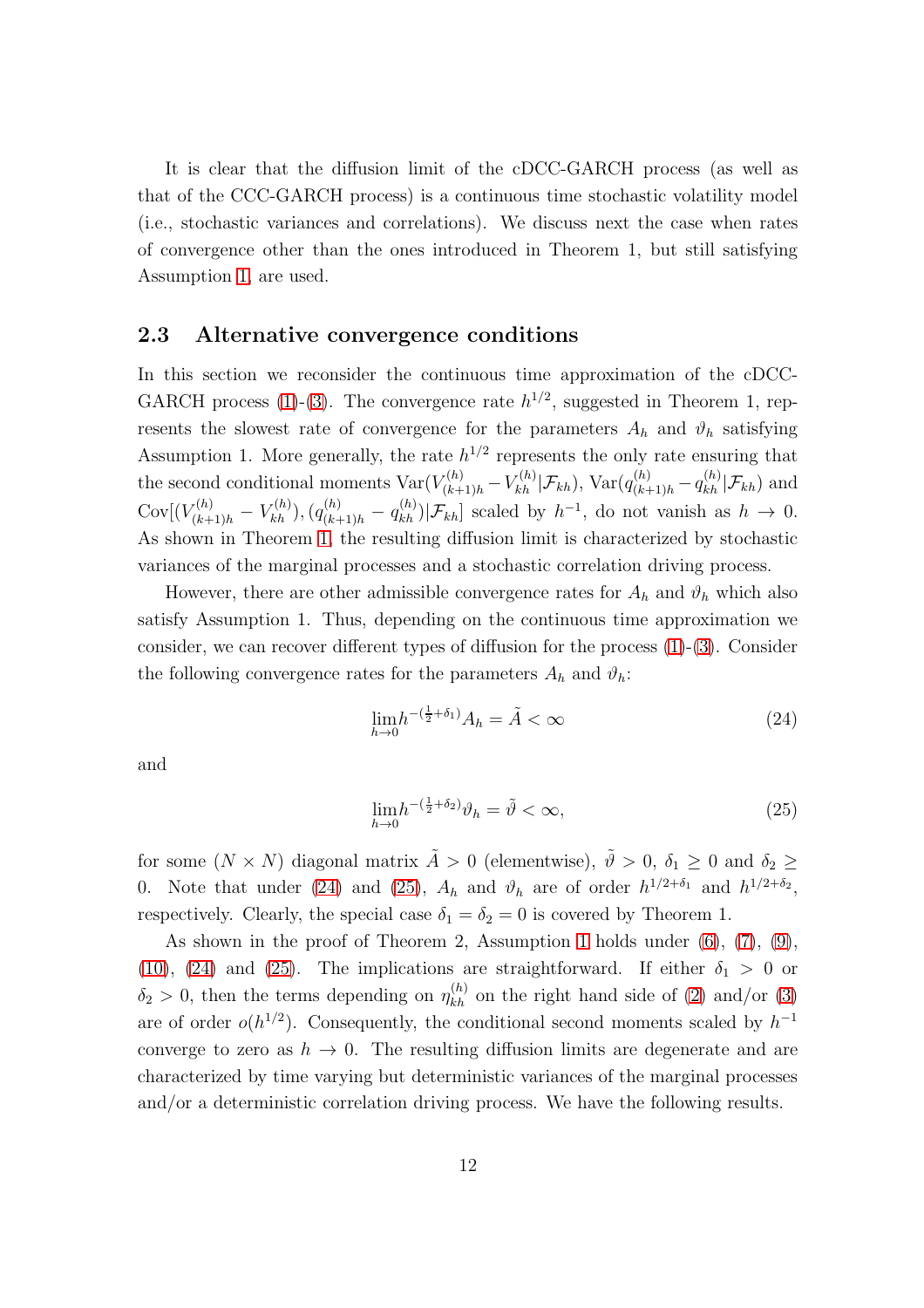It is clear that the diffusion limit of the cDCC-GARCH process (as well as that of the CCC-GARCH process) is a continuous time stochastic volatility model (i.e., stochastic variances and correlations). We discuss next the case when rates of convergence other than the ones introduced in Theorem 1, but still satisfying Assumption 1, are used.

### 2.3 Alternative convergence conditions

In this section we reconsider the continuous time approximation of the cDCC-GARCH process (1)-(3). The convergence rate $h^{1/2}$, suggested in Theorem 1, represents the slowest rate of convergence for the parameters $A_h$ and $\vartheta_h$ satisfying Assumption 1. More generally, the rate $h^{1/2}$ represents the only rate ensuring that the second conditional moments $\mathrm{Var}(V^{(h)}_{(k+1)h} - V^{(h)}_{kh}|\mathcal{F}_{kh})$, $\mathrm{Var}(q^{(h)}_{(k+1)h} - q^{(h)}_{kh}|\mathcal{F}_{kh})$ and $\mathrm{Cov}[(V^{(h)}_{(k+1)h} - V^{(h)}_{kh}), (q^{(h)}_{(k+1)h} - q^{(h)}_{kh})|\mathcal{F}_{kh}]$ scaled by $h^{-1}$, do not vanish as $h \to 0$. As shown in Theorem 1, the resulting diffusion limit is characterized by stochastic variances of the marginal processes and a stochastic correlation driving process.

However, there are other admissible convergence rates for $A_h$ and $\vartheta_h$ which also satisfy Assumption 1. Thus, depending on the continuous time approximation we consider, we can recover different types of diffusion for the process (1)-(3). Consider the following convergence rates for the parameters $A_h$ and $\vartheta_h$:

$$\lim_{h\to 0} h^{-(\frac{1}{2}+\delta_1)} A_h = \tilde{A} < \infty \tag{24}$$

and

$$\lim_{h\to 0} h^{-(\frac{1}{2}+\delta_2)} \vartheta_h = \tilde{\vartheta} < \infty, \tag{25}$$

for some $(N \times N)$ diagonal matrix $\tilde{A} > 0$ (elementwise), $\tilde{\vartheta} > 0$, $\delta_1 \geq 0$ and $\delta_2 \geq 0$. Note that under (24) and (25), $A_h$ and $\vartheta_h$ are of order $h^{1/2+\delta_1}$ and $h^{1/2+\delta_2}$, respectively. Clearly, the special case $\delta_1 = \delta_2 = 0$ is covered by Theorem 1.

As shown in the proof of Theorem 2, Assumption 1 holds under (6), (7), (9), (10), (24) and (25). The implications are straightforward. If either $\delta_1 > 0$ or $\delta_2 > 0$, then the terms depending on $\eta^{(h)}_{kh}$ on the right hand side of (2) and/or (3) are of order $o(h^{1/2})$. Consequently, the conditional second moments scaled by $h^{-1}$ converge to zero as $h \to 0$. The resulting diffusion limits are degenerate and are characterized by time varying but deterministic variances of the marginal processes and/or a deterministic correlation driving process. We have the following results.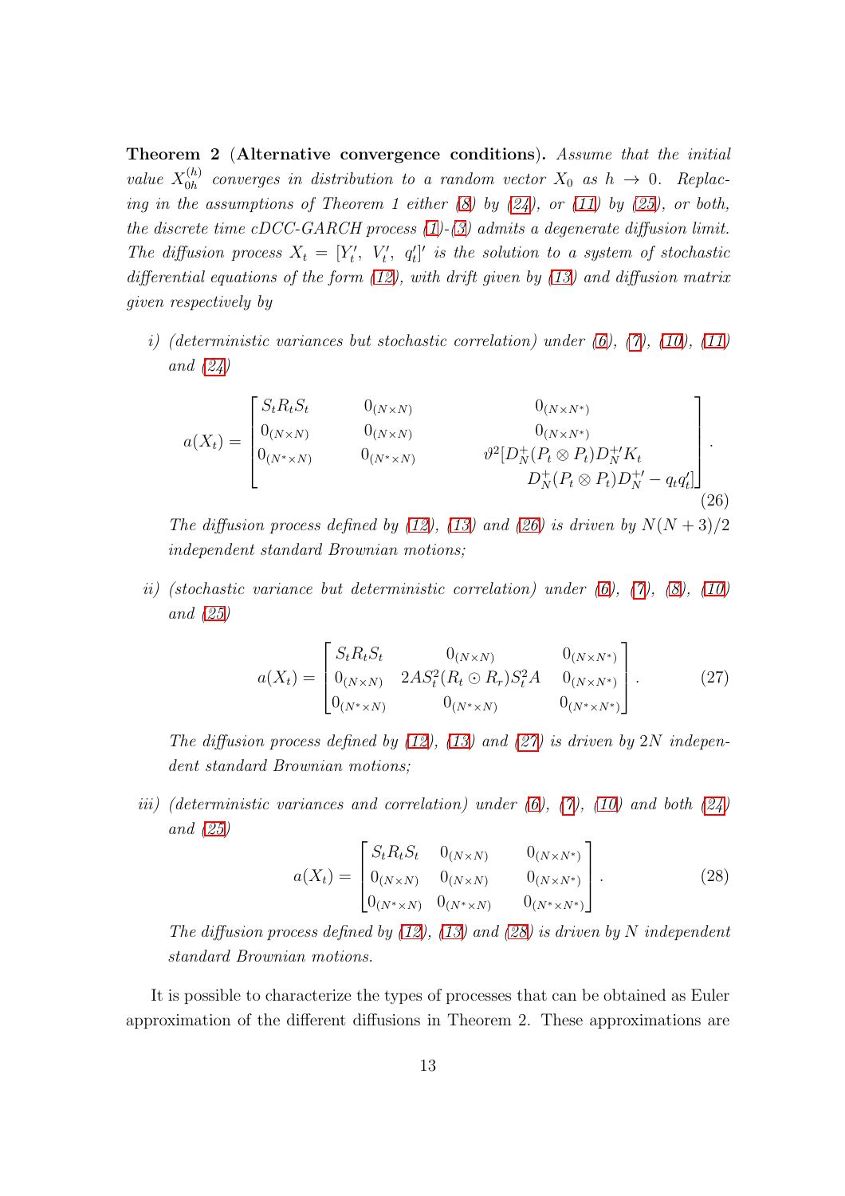**Theorem 2** (**Alternative convergence conditions**). *Assume that the initial value $X_{0h}^{(h)}$ converges in distribution to a random vector $X_0$ as $h \to 0$. Replacing in the assumptions of Theorem 1 either (8) by (24), or (11) by (25), or both, the discrete time cDCC-GARCH process (1)-(3) admits a degenerate diffusion limit. The diffusion process $X_t = [Y_t', \ V_t', \ q_t']'$ is the solution to a system of stochastic differential equations of the form (12), with drift given by (13) and diffusion matrix given respectively by*

*i) (deterministic variances but stochastic correlation) under (6), (7), (10), (11) and (24)*

$$a(X_t) = \begin{bmatrix} S_t R_t S_t & 0_{(N\times N)} & 0_{(N\times N^*)} \\ 0_{(N\times N)} & 0_{(N\times N)} & 0_{(N\times N^*)} \\ 0_{(N^*\times N)} & 0_{(N^*\times N)} & \vartheta^2 [D_N^+(P_t \otimes P_t) D_N^{+\prime} K_t \\ & & D_N^+(P_t \otimes P_t) D_N^{+\prime} - q_t q_t'] \end{bmatrix}. \tag{26}$$

*The diffusion process defined by (12), (13) and (26) is driven by $N(N+3)/2$ independent standard Brownian motions;*

*ii) (stochastic variance but deterministic correlation) under (6), (7), (8), (10) and (25)*

$$a(X_t) = \begin{bmatrix} S_t R_t S_t & 0_{(N\times N)} & 0_{(N\times N^*)} \\ 0_{(N\times N)} & 2AS_t^2(R_t \odot R_r)S_t^2 A & 0_{(N\times N^*)} \\ 0_{(N^*\times N)} & 0_{(N^*\times N)} & 0_{(N^*\times N^*)} \end{bmatrix}. \tag{27}$$

*The diffusion process defined by (12), (13) and (27) is driven by $2N$ independent standard Brownian motions;*

*iii) (deterministic variances and correlation) under (6), (7), (10) and both (24) and (25)*

$$a(X_t) = \begin{bmatrix} S_t R_t S_t & 0_{(N\times N)} & 0_{(N\times N^*)} \\ 0_{(N\times N)} & 0_{(N\times N)} & 0_{(N\times N^*)} \\ 0_{(N^*\times N)} & 0_{(N^*\times N)} & 0_{(N^*\times N^*)} \end{bmatrix}. \tag{28}$$

*The diffusion process defined by (12), (13) and (28) is driven by $N$ independent standard Brownian motions.*

It is possible to characterize the types of processes that can be obtained as Euler approximation of the different diffusions in Theorem 2. These approximations are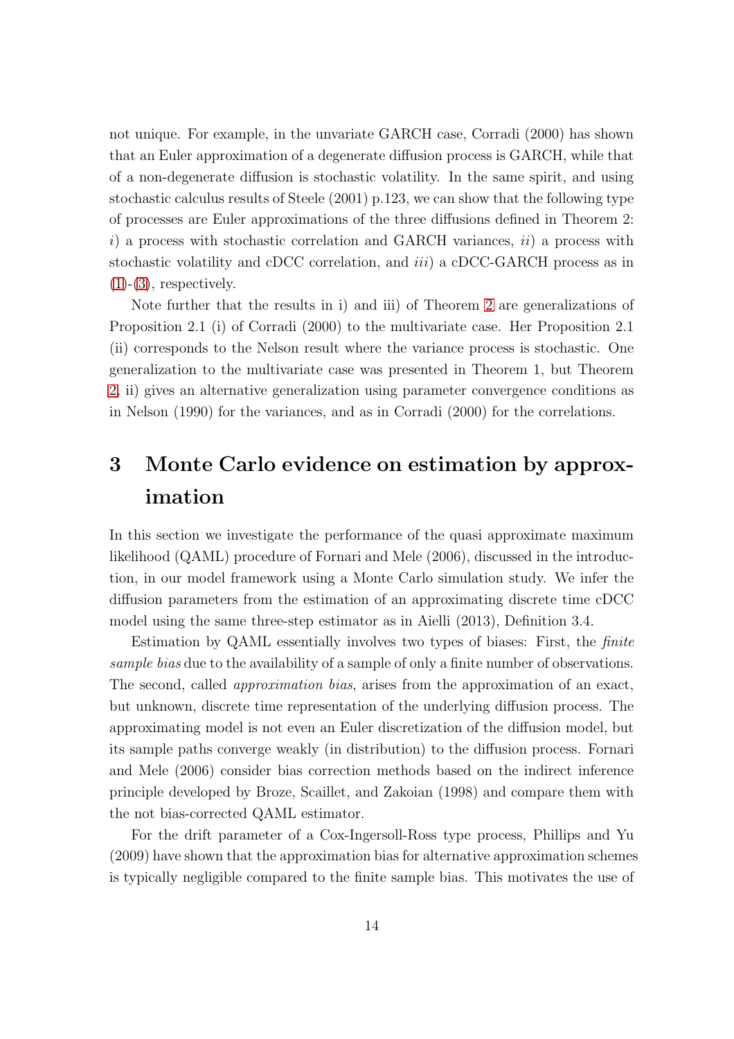not unique. For example, in the unvariate GARCH case, Corradi (2000) has shown that an Euler approximation of a degenerate diffusion process is GARCH, while that of a non-degenerate diffusion is stochastic volatility. In the same spirit, and using stochastic calculus results of Steele (2001) p.123, we can show that the following type of processes are Euler approximations of the three diffusions defined in Theorem 2: *i*) a process with stochastic correlation and GARCH variances, *ii*) a process with stochastic volatility and cDCC correlation, and *iii*) a cDCC-GARCH process as in (1)-(3), respectively.

Note further that the results in i) and iii) of Theorem 2 are generalizations of Proposition 2.1 (i) of Corradi (2000) to the multivariate case. Her Proposition 2.1 (ii) corresponds to the Nelson result where the variance process is stochastic. One generalization to the multivariate case was presented in Theorem 1, but Theorem 2, ii) gives an alternative generalization using parameter convergence conditions as in Nelson (1990) for the variances, and as in Corradi (2000) for the correlations.

# 3 Monte Carlo evidence on estimation by approximation

In this section we investigate the performance of the quasi approximate maximum likelihood (QAML) procedure of Fornari and Mele (2006), discussed in the introduction, in our model framework using a Monte Carlo simulation study. We infer the diffusion parameters from the estimation of an approximating discrete time cDCC model using the same three-step estimator as in Aielli (2013), Definition 3.4.

Estimation by QAML essentially involves two types of biases: First, the *finite sample bias* due to the availability of a sample of only a finite number of observations. The second, called *approximation bias*, arises from the approximation of an exact, but unknown, discrete time representation of the underlying diffusion process. The approximating model is not even an Euler discretization of the diffusion model, but its sample paths converge weakly (in distribution) to the diffusion process. Fornari and Mele (2006) consider bias correction methods based on the indirect inference principle developed by Broze, Scaillet, and Zakoian (1998) and compare them with the not bias-corrected QAML estimator.

For the drift parameter of a Cox-Ingersoll-Ross type process, Phillips and Yu (2009) have shown that the approximation bias for alternative approximation schemes is typically negligible compared to the finite sample bias. This motivates the use of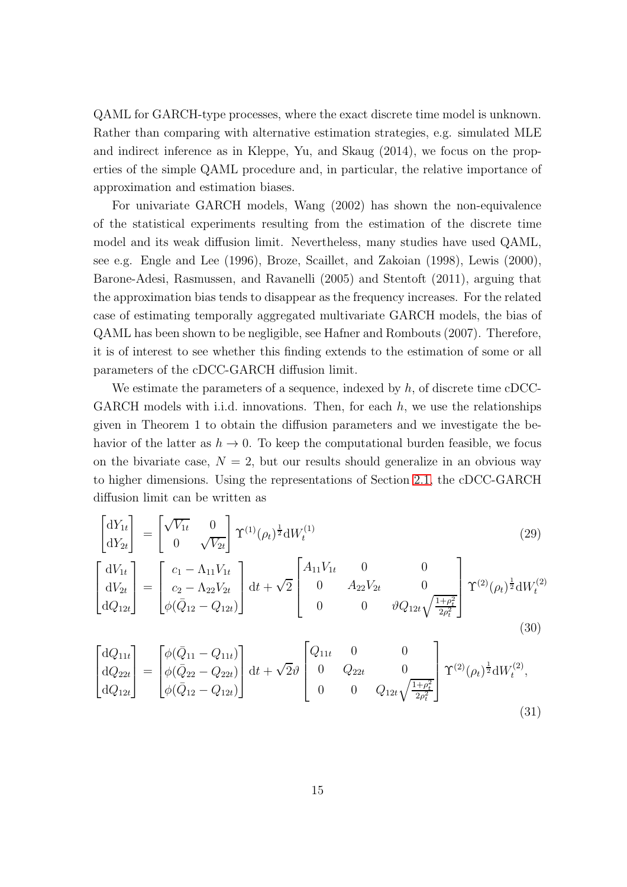QAML for GARCH-type processes, where the exact discrete time model is unknown. Rather than comparing with alternative estimation strategies, e.g. simulated MLE and indirect inference as in Kleppe, Yu, and Skaug (2014), we focus on the properties of the simple QAML procedure and, in particular, the relative importance of approximation and estimation biases.

For univariate GARCH models, Wang (2002) has shown the non-equivalence of the statistical experiments resulting from the estimation of the discrete time model and its weak diffusion limit. Nevertheless, many studies have used QAML, see e.g. Engle and Lee (1996), Broze, Scaillet, and Zakoian (1998), Lewis (2000), Barone-Adesi, Rasmussen, and Ravanelli (2005) and Stentoft (2011), arguing that the approximation bias tends to disappear as the frequency increases. For the related case of estimating temporally aggregated multivariate GARCH models, the bias of QAML has been shown to be negligible, see Hafner and Rombouts (2007). Therefore, it is of interest to see whether this finding extends to the estimation of some or all parameters of the cDCC-GARCH diffusion limit.

We estimate the parameters of a sequence, indexed by $h$, of discrete time cDCC-GARCH models with i.i.d. innovations. Then, for each $h$, we use the relationships given in Theorem 1 to obtain the diffusion parameters and we investigate the behavior of the latter as $h \to 0$. To keep the computational burden feasible, we focus on the bivariate case, $N = 2$, but our results should generalize in an obvious way to higher dimensions. Using the representations of Section 2.1, the cDCC-GARCH diffusion limit can be written as

$$\begin{bmatrix} \mathrm{d}Y_{1t} \\ \mathrm{d}Y_{2t} \end{bmatrix} = \begin{bmatrix} \sqrt{V_{1t}} & 0 \\ 0 & \sqrt{V_{2t}} \end{bmatrix} \Upsilon^{(1)}(\rho_t)^{\frac{1}{2}} \mathrm{d}W_t^{(1)} \tag{29}$$

$$\begin{bmatrix} \mathrm{d}V_{1t} \\ \mathrm{d}V_{2t} \\ \mathrm{d}Q_{12t} \end{bmatrix} = \begin{bmatrix} c_1 - \Lambda_{11} V_{1t} \\ c_2 - \Lambda_{22} V_{2t} \\ \phi(\bar{Q}_{12} - Q_{12t}) \end{bmatrix} \mathrm{d}t + \sqrt{2} \begin{bmatrix} A_{11} V_{1t} & 0 & 0 \\ 0 & A_{22} V_{2t} & 0 \\ 0 & 0 & \vartheta Q_{12t} \sqrt{\frac{1+\rho_t^2}{2\rho_t^2}} \end{bmatrix} \Upsilon^{(2)}(\rho_t)^{\frac{1}{2}} \mathrm{d}W_t^{(2)} \tag{30}$$

$$\begin{bmatrix} \mathrm{d}Q_{11t} \\ \mathrm{d}Q_{22t} \\ \mathrm{d}Q_{12t} \end{bmatrix} = \begin{bmatrix} \phi(\bar{Q}_{11} - Q_{11t}) \\ \phi(\bar{Q}_{22} - Q_{22t}) \\ \phi(\bar{Q}_{12} - Q_{12t}) \end{bmatrix} \mathrm{d}t + \sqrt{2}\vartheta \begin{bmatrix} Q_{11t} & 0 & 0 \\ 0 & Q_{22t} & 0 \\ 0 & 0 & Q_{12t} \sqrt{\frac{1+\rho_t^2}{2\rho_t^2}} \end{bmatrix} \Upsilon^{(2)}(\rho_t)^{\frac{1}{2}} \mathrm{d}W_t^{(2)}, \tag{31}$$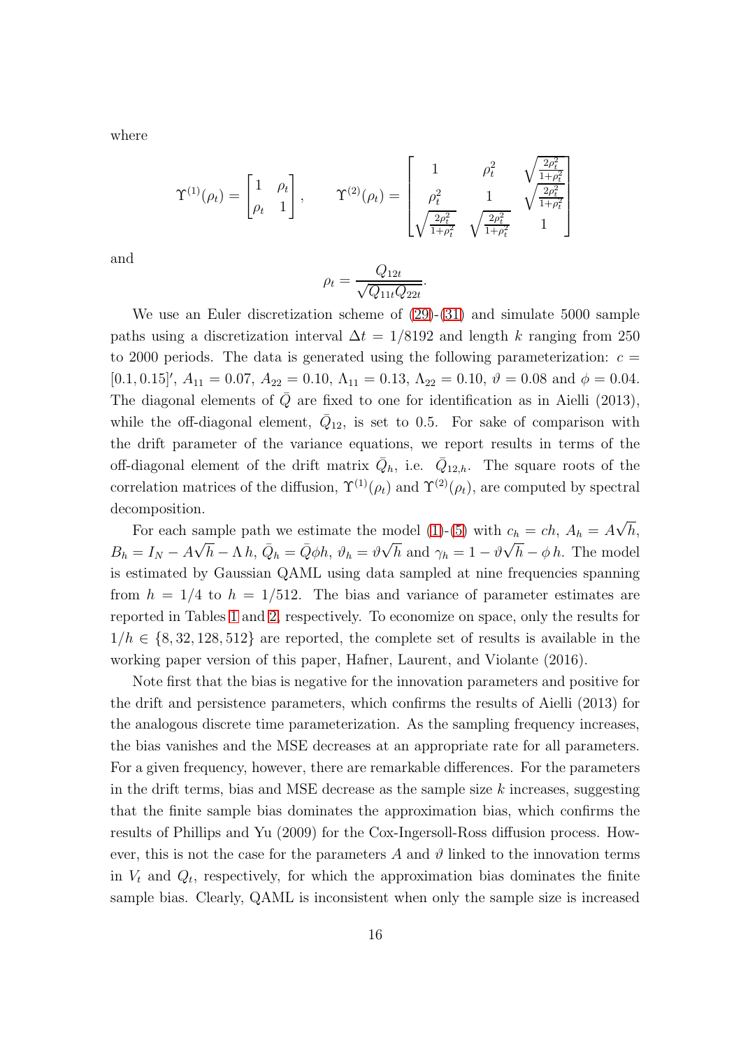where

$$
\Upsilon^{(1)}(\rho_t) = \begin{bmatrix} 1 & \rho_t \\ \rho_t & 1 \end{bmatrix}, \qquad \Upsilon^{(2)}(\rho_t) = \begin{bmatrix} 1 & \rho_t^2 & \sqrt{\frac{2\rho_t^2}{1+\rho_t^2}} \\ \rho_t^2 & 1 & \sqrt{\frac{2\rho_t^2}{1+\rho_t^2}} \\ \sqrt{\frac{2\rho_t^2}{1+\rho_t^2}} & \sqrt{\frac{2\rho_t^2}{1+\rho_t^2}} & 1 \end{bmatrix}
$$

and

$$
\rho_t = \frac{Q_{12t}}{\sqrt{Q_{11t} Q_{22t}}}.
$$

We use an Euler discretization scheme of (29)-(31) and simulate 5000 sample paths using a discretization interval $\Delta t = 1/8192$ and length $k$ ranging from 250 to 2000 periods. The data is generated using the following parameterization: $c = [0.1, 0.15]'$, $A_{11} = 0.07$, $A_{22} = 0.10$, $\Lambda_{11} = 0.13$, $\Lambda_{22} = 0.10$, $\vartheta = 0.08$ and $\phi = 0.04$. The diagonal elements of $\bar{Q}$ are fixed to one for identification as in Aielli (2013), while the off-diagonal element, $\bar{Q}_{12}$, is set to 0.5. For sake of comparison with the drift parameter of the variance equations, we report results in terms of the off-diagonal element of the drift matrix $\bar{Q}_h$, i.e. $\bar{Q}_{12,h}$. The square roots of the correlation matrices of the diffusion, $\Upsilon^{(1)}(\rho_t)$ and $\Upsilon^{(2)}(\rho_t)$, are computed by spectral decomposition.

For each sample path we estimate the model (1)-(5) with $c_h = ch$, $A_h = A\sqrt{h}$, $B_h = I_N - A\sqrt{h} - \Lambda\, h$, $\bar{Q}_h = \bar{Q}\phi h$, $\vartheta_h = \vartheta\sqrt{h}$ and $\gamma_h = 1 - \vartheta\sqrt{h} - \phi\, h$. The model is estimated by Gaussian QAML using data sampled at nine frequencies spanning from $h = 1/4$ to $h = 1/512$. The bias and variance of parameter estimates are reported in Tables 1 and 2, respectively. To economize on space, only the results for $1/h \in \{8, 32, 128, 512\}$ are reported, the complete set of results is available in the working paper version of this paper, Hafner, Laurent, and Violante (2016).

Note first that the bias is negative for the innovation parameters and positive for the drift and persistence parameters, which confirms the results of Aielli (2013) for the analogous discrete time parameterization. As the sampling frequency increases, the bias vanishes and the MSE decreases at an appropriate rate for all parameters. For a given frequency, however, there are remarkable differences. For the parameters in the drift terms, bias and MSE decrease as the sample size $k$ increases, suggesting that the finite sample bias dominates the approximation bias, which confirms the results of Phillips and Yu (2009) for the Cox-Ingersoll-Ross diffusion process. However, this is not the case for the parameters $A$ and $\vartheta$ linked to the innovation terms in $V_t$ and $Q_t$, respectively, for which the approximation bias dominates the finite sample bias. Clearly, QAML is inconsistent when only the sample size is increased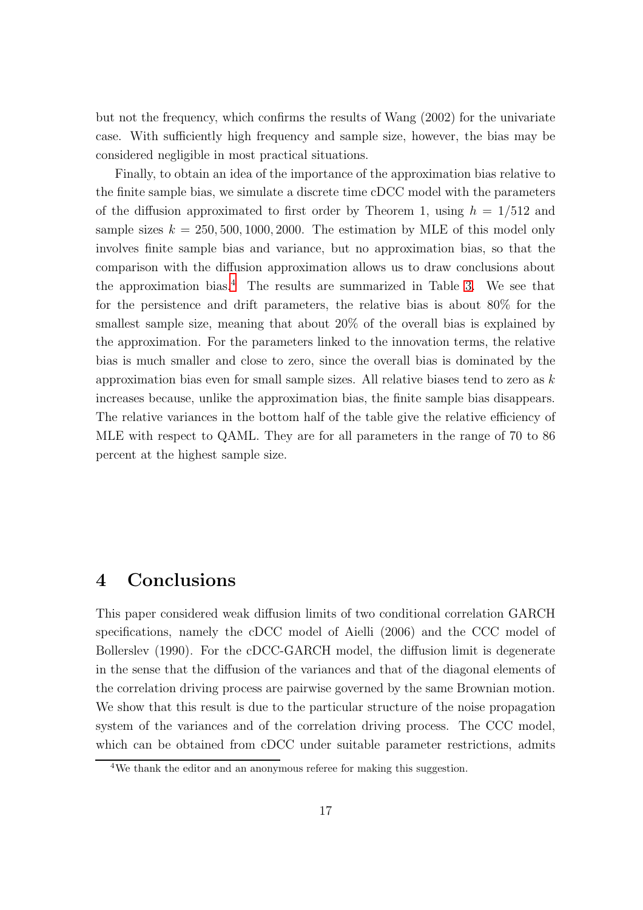but not the frequency, which confirms the results of Wang (2002) for the univariate case. With sufficiently high frequency and sample size, however, the bias may be considered negligible in most practical situations.

Finally, to obtain an idea of the importance of the approximation bias relative to the finite sample bias, we simulate a discrete time cDCC model with the parameters of the diffusion approximated to first order by Theorem 1, using $h = 1/512$ and sample sizes $k = 250, 500, 1000, 2000$. The estimation by MLE of this model only involves finite sample bias and variance, but no approximation bias, so that the comparison with the diffusion approximation allows us to draw conclusions about the approximation bias.[4] The results are summarized in Table 3. We see that for the persistence and drift parameters, the relative bias is about 80% for the smallest sample size, meaning that about 20% of the overall bias is explained by the approximation. For the parameters linked to the innovation terms, the relative bias is much smaller and close to zero, since the overall bias is dominated by the approximation bias even for small sample sizes. All relative biases tend to zero as $k$ increases because, unlike the approximation bias, the finite sample bias disappears. The relative variances in the bottom half of the table give the relative efficiency of MLE with respect to QAML. They are for all parameters in the range of 70 to 86 percent at the highest sample size.

# 4 Conclusions

This paper considered weak diffusion limits of two conditional correlation GARCH specifications, namely the cDCC model of Aielli (2006) and the CCC model of Bollerslev (1990). For the cDCC-GARCH model, the diffusion limit is degenerate in the sense that the diffusion of the variances and that of the diagonal elements of the correlation driving process are pairwise governed by the same Brownian motion. We show that this result is due to the particular structure of the noise propagation system of the variances and of the correlation driving process. The CCC model, which can be obtained from cDCC under suitable parameter restrictions, admits

[4] We thank the editor and an anonymous referee for making this suggestion.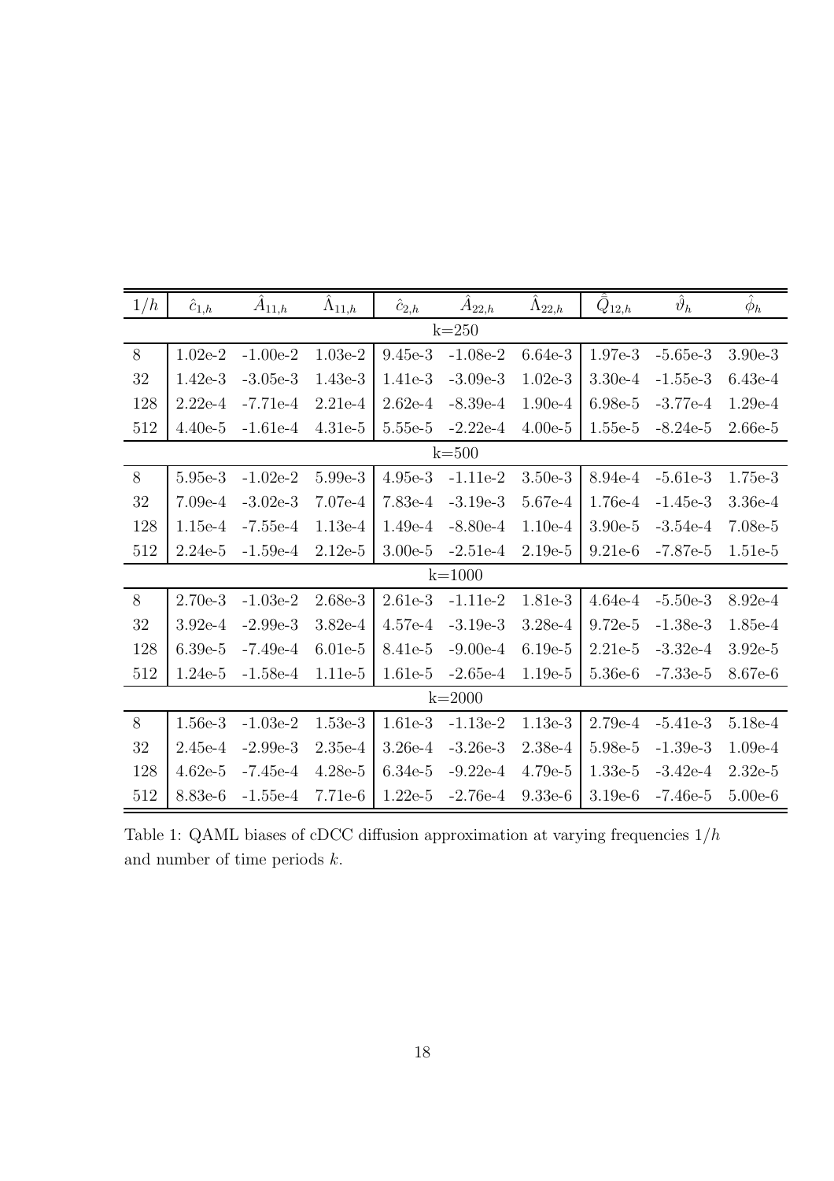| $1/h$ | $\hat{c}_{1,h}$ | $\hat{A}_{11,h}$ | $\hat{\Lambda}_{11,h}$ | $\hat{c}_{2,h}$ | $\hat{A}_{22,h}$ | $\hat{\Lambda}_{22,h}$ | $\hat{\bar{Q}}_{12,h}$ | $\hat{\vartheta}_h$ | $\hat{\phi}_h$ |
|---|---|---|---|---|---|---|---|---|---|
| | | | | | k=250 | | | | |
| 8 | 1.02e-2 | -1.00e-2 | 1.03e-2 | 9.45e-3 | -1.08e-2 | 6.64e-3 | 1.97e-3 | -5.65e-3 | 3.90e-3 |
| 32 | 1.42e-3 | -3.05e-3 | 1.43e-3 | 1.41e-3 | -3.09e-3 | 1.02e-3 | 3.30e-4 | -1.55e-3 | 6.43e-4 |
| 128 | 2.22e-4 | -7.71e-4 | 2.21e-4 | 2.62e-4 | -8.39e-4 | 1.90e-4 | 6.98e-5 | -3.77e-4 | 1.29e-4 |
| 512 | 4.40e-5 | -1.61e-4 | 4.31e-5 | 5.55e-5 | -2.22e-4 | 4.00e-5 | 1.55e-5 | -8.24e-5 | 2.66e-5 |
| | | | | | k=500 | | | | |
| 8 | 5.95e-3 | -1.02e-2 | 5.99e-3 | 4.95e-3 | -1.11e-2 | 3.50e-3 | 8.94e-4 | -5.61e-3 | 1.75e-3 |
| 32 | 7.09e-4 | -3.02e-3 | 7.07e-4 | 7.83e-4 | -3.19e-3 | 5.67e-4 | 1.76e-4 | -1.45e-3 | 3.36e-4 |
| 128 | 1.15e-4 | -7.55e-4 | 1.13e-4 | 1.49e-4 | -8.80e-4 | 1.10e-4 | 3.90e-5 | -3.54e-4 | 7.08e-5 |
| 512 | 2.24e-5 | -1.59e-4 | 2.12e-5 | 3.00e-5 | -2.51e-4 | 2.19e-5 | 9.21e-6 | -7.87e-5 | 1.51e-5 |
| | | | | | k=1000 | | | | |
| 8 | 2.70e-3 | -1.03e-2 | 2.68e-3 | 2.61e-3 | -1.11e-2 | 1.81e-3 | 4.64e-4 | -5.50e-3 | 8.92e-4 |
| 32 | 3.92e-4 | -2.99e-3 | 3.82e-4 | 4.57e-4 | -3.19e-3 | 3.28e-4 | 9.72e-5 | -1.38e-3 | 1.85e-4 |
| 128 | 6.39e-5 | -7.49e-4 | 6.01e-5 | 8.41e-5 | -9.00e-4 | 6.19e-5 | 2.21e-5 | -3.32e-4 | 3.92e-5 |
| 512 | 1.24e-5 | -1.58e-4 | 1.11e-5 | 1.61e-5 | -2.65e-4 | 1.19e-5 | 5.36e-6 | -7.33e-5 | 8.67e-6 |
| | | | | | k=2000 | | | | |
| 8 | 1.56e-3 | -1.03e-2 | 1.53e-3 | 1.61e-3 | -1.13e-2 | 1.13e-3 | 2.79e-4 | -5.41e-3 | 5.18e-4 |
| 32 | 2.45e-4 | -2.99e-3 | 2.35e-4 | 3.26e-4 | -3.26e-3 | 2.38e-4 | 5.98e-5 | -1.39e-3 | 1.09e-4 |
| 128 | 4.62e-5 | -7.45e-4 | 4.28e-5 | 6.34e-5 | -9.22e-4 | 4.79e-5 | 1.33e-5 | -3.42e-4 | 2.32e-5 |
| 512 | 8.83e-6 | -1.55e-4 | 7.71e-6 | 1.22e-5 | -2.76e-4 | 9.33e-6 | 3.19e-6 | -7.46e-5 | 5.00e-6 |

Table 1: QAML biases of cDCC diffusion approximation at varying frequencies $1/h$ and number of time periods $k$.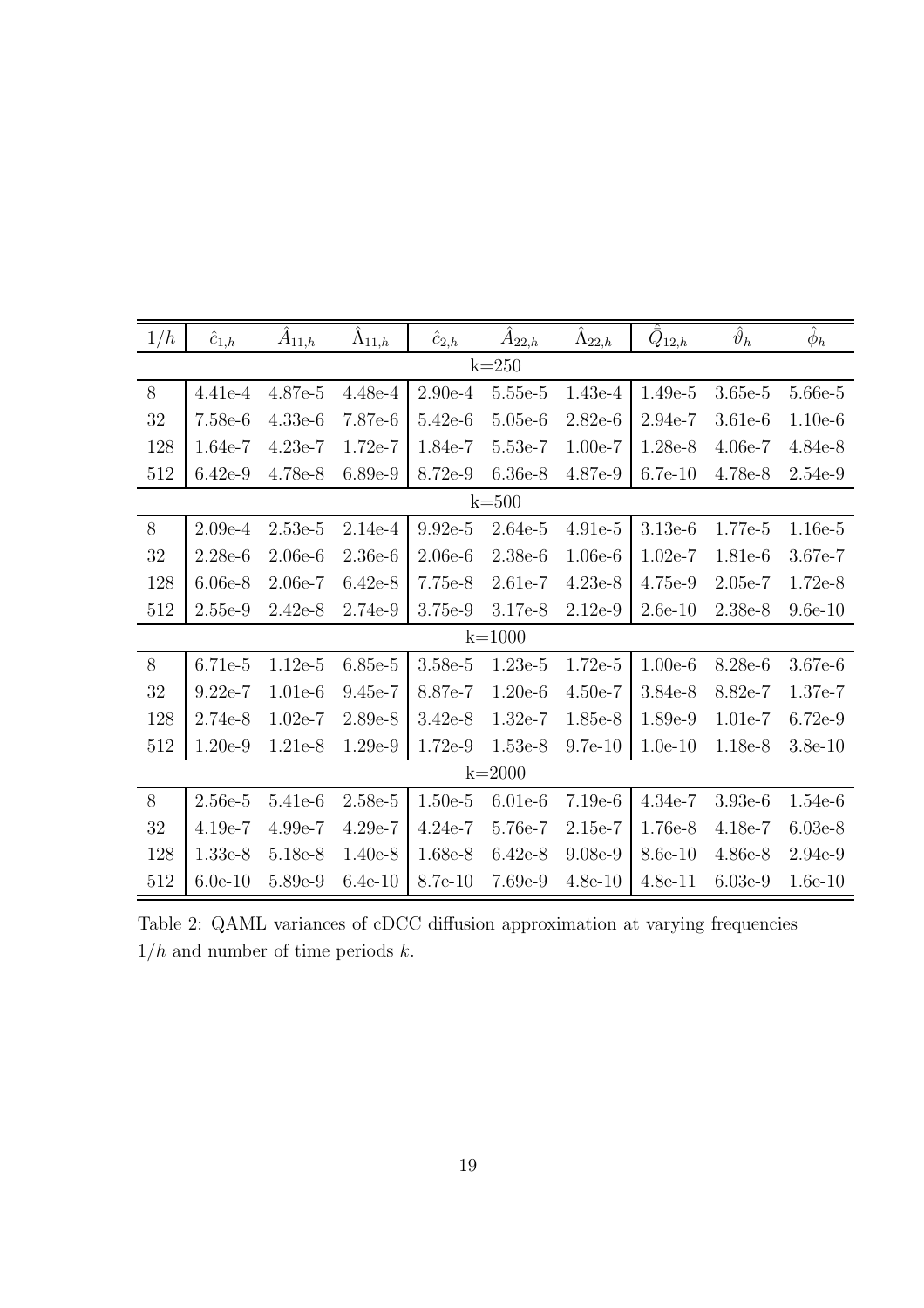| $1/h$ | $\hat{c}_{1,h}$ | $\hat{A}_{11,h}$ | $\hat{\Lambda}_{11,h}$ | $\hat{c}_{2,h}$ | $\hat{A}_{22,h}$ | $\hat{\Lambda}_{22,h}$ | $\hat{\bar{Q}}_{12,h}$ | $\hat{\vartheta}_h$ | $\hat{\phi}_h$ |
|---|---|---|---|---|---|---|---|---|---|
| k=250 | | | | | | | | | |
| 8 | 4.41e-4 | 4.87e-5 | 4.48e-4 | 2.90e-4 | 5.55e-5 | 1.43e-4 | 1.49e-5 | 3.65e-5 | 5.66e-5 |
| 32 | 7.58e-6 | 4.33e-6 | 7.87e-6 | 5.42e-6 | 5.05e-6 | 2.82e-6 | 2.94e-7 | 3.61e-6 | 1.10e-6 |
| 128 | 1.64e-7 | 4.23e-7 | 1.72e-7 | 1.84e-7 | 5.53e-7 | 1.00e-7 | 1.28e-8 | 4.06e-7 | 4.84e-8 |
| 512 | 6.42e-9 | 4.78e-8 | 6.89e-9 | 8.72e-9 | 6.36e-8 | 4.87e-9 | 6.7e-10 | 4.78e-8 | 2.54e-9 |
| k=500 | | | | | | | | | |
| 8 | 2.09e-4 | 2.53e-5 | 2.14e-4 | 9.92e-5 | 2.64e-5 | 4.91e-5 | 3.13e-6 | 1.77e-5 | 1.16e-5 |
| 32 | 2.28e-6 | 2.06e-6 | 2.36e-6 | 2.06e-6 | 2.38e-6 | 1.06e-6 | 1.02e-7 | 1.81e-6 | 3.67e-7 |
| 128 | 6.06e-8 | 2.06e-7 | 6.42e-8 | 7.75e-8 | 2.61e-7 | 4.23e-8 | 4.75e-9 | 2.05e-7 | 1.72e-8 |
| 512 | 2.55e-9 | 2.42e-8 | 2.74e-9 | 3.75e-9 | 3.17e-8 | 2.12e-9 | 2.6e-10 | 2.38e-8 | 9.6e-10 |
| k=1000 | | | | | | | | | |
| 8 | 6.71e-5 | 1.12e-5 | 6.85e-5 | 3.58e-5 | 1.23e-5 | 1.72e-5 | 1.00e-6 | 8.28e-6 | 3.67e-6 |
| 32 | 9.22e-7 | 1.01e-6 | 9.45e-7 | 8.87e-7 | 1.20e-6 | 4.50e-7 | 3.84e-8 | 8.82e-7 | 1.37e-7 |
| 128 | 2.74e-8 | 1.02e-7 | 2.89e-8 | 3.42e-8 | 1.32e-7 | 1.85e-8 | 1.89e-9 | 1.01e-7 | 6.72e-9 |
| 512 | 1.20e-9 | 1.21e-8 | 1.29e-9 | 1.72e-9 | 1.53e-8 | 9.7e-10 | 1.0e-10 | 1.18e-8 | 3.8e-10 |
| k=2000 | | | | | | | | | |
| 8 | 2.56e-5 | 5.41e-6 | 2.58e-5 | 1.50e-5 | 6.01e-6 | 7.19e-6 | 4.34e-7 | 3.93e-6 | 1.54e-6 |
| 32 | 4.19e-7 | 4.99e-7 | 4.29e-7 | 4.24e-7 | 5.76e-7 | 2.15e-7 | 1.76e-8 | 4.18e-7 | 6.03e-8 |
| 128 | 1.33e-8 | 5.18e-8 | 1.40e-8 | 1.68e-8 | 6.42e-8 | 9.08e-9 | 8.6e-10 | 4.86e-8 | 2.94e-9 |
| 512 | 6.0e-10 | 5.89e-9 | 6.4e-10 | 8.7e-10 | 7.69e-9 | 4.8e-10 | 4.8e-11 | 6.03e-9 | 1.6e-10 |

Table 2: QAML variances of cDCC diffusion approximation at varying frequencies $1/h$ and number of time periods $k$.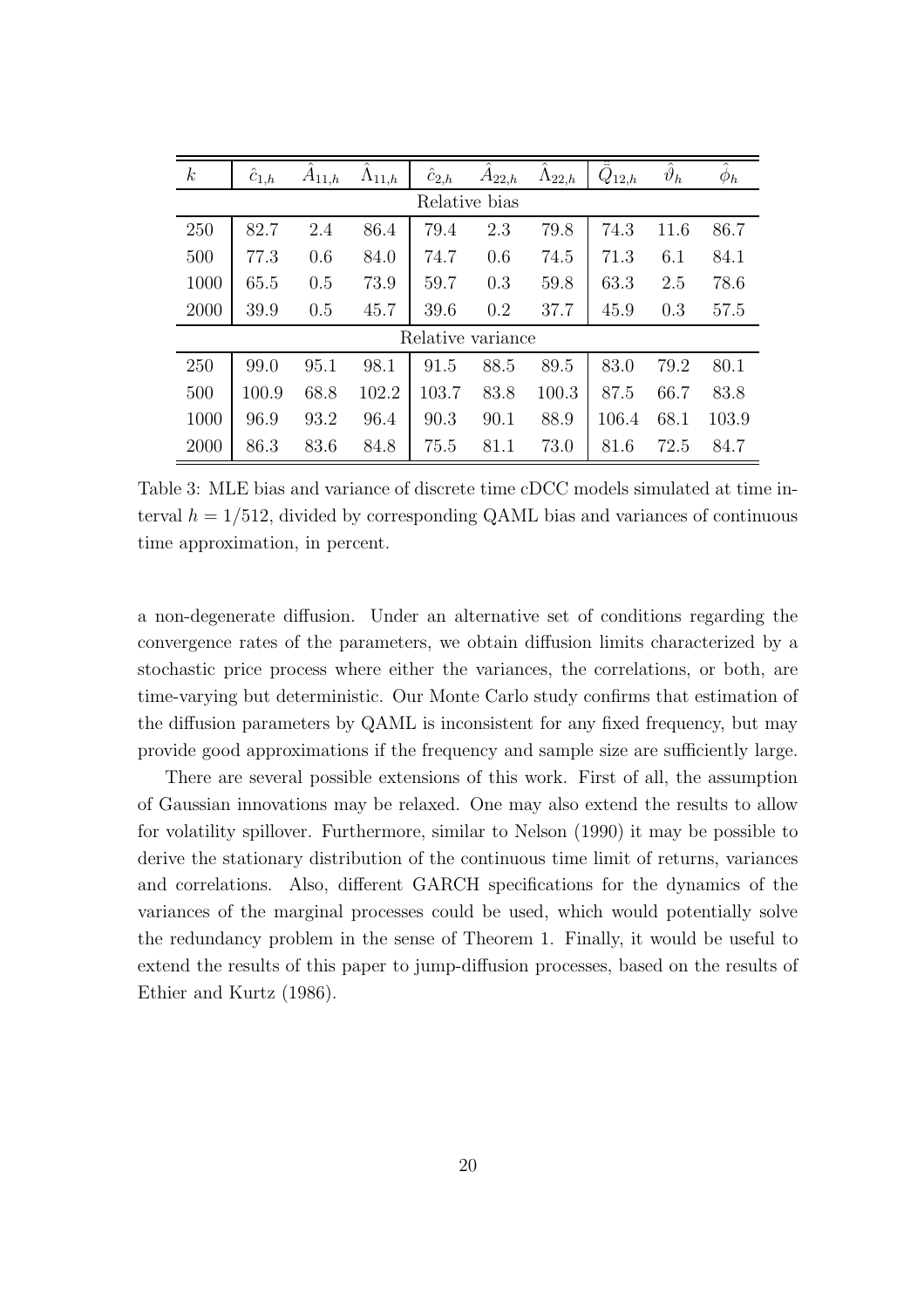| $k$ | $\hat{c}_{1,h}$ | $\hat{A}_{11,h}$ | $\hat{\Lambda}_{11,h}$ | $\hat{c}_{2,h}$ | $\hat{A}_{22,h}$ | $\hat{\Lambda}_{22,h}$ | $\ddot{Q}_{12,h}$ | $\hat{\vartheta}_h$ | $\hat{\phi}_h$ |
|---|---|---|---|---|---|---|---|---|---|
| Relative bias | | | | | | | | | |
| 250 | 82.7 | 2.4 | 86.4 | 79.4 | 2.3 | 79.8 | 74.3 | 11.6 | 86.7 |
| 500 | 77.3 | 0.6 | 84.0 | 74.7 | 0.6 | 74.5 | 71.3 | 6.1 | 84.1 |
| 1000 | 65.5 | 0.5 | 73.9 | 59.7 | 0.3 | 59.8 | 63.3 | 2.5 | 78.6 |
| 2000 | 39.9 | 0.5 | 45.7 | 39.6 | 0.2 | 37.7 | 45.9 | 0.3 | 57.5 |
| Relative variance | | | | | | | | | |
| 250 | 99.0 | 95.1 | 98.1 | 91.5 | 88.5 | 89.5 | 83.0 | 79.2 | 80.1 |
| 500 | 100.9 | 68.8 | 102.2 | 103.7 | 83.8 | 100.3 | 87.5 | 66.7 | 83.8 |
| 1000 | 96.9 | 93.2 | 96.4 | 90.3 | 90.1 | 88.9 | 106.4 | 68.1 | 103.9 |
| 2000 | 86.3 | 83.6 | 84.8 | 75.5 | 81.1 | 73.0 | 81.6 | 72.5 | 84.7 |

Table 3: MLE bias and variance of discrete time cDCC models simulated at time interval $h = 1/512$, divided by corresponding QAML bias and variances of continuous time approximation, in percent.

a non-degenerate diffusion. Under an alternative set of conditions regarding the convergence rates of the parameters, we obtain diffusion limits characterized by a stochastic price process where either the variances, the correlations, or both, are time-varying but deterministic. Our Monte Carlo study confirms that estimation of the diffusion parameters by QAML is inconsistent for any fixed frequency, but may provide good approximations if the frequency and sample size are sufficiently large.

There are several possible extensions of this work. First of all, the assumption of Gaussian innovations may be relaxed. One may also extend the results to allow for volatility spillover. Furthermore, similar to Nelson (1990) it may be possible to derive the stationary distribution of the continuous time limit of returns, variances and correlations. Also, different GARCH specifications for the dynamics of the variances of the marginal processes could be used, which would potentially solve the redundancy problem in the sense of Theorem 1. Finally, it would be useful to extend the results of this paper to jump-diffusion processes, based on the results of Ethier and Kurtz (1986).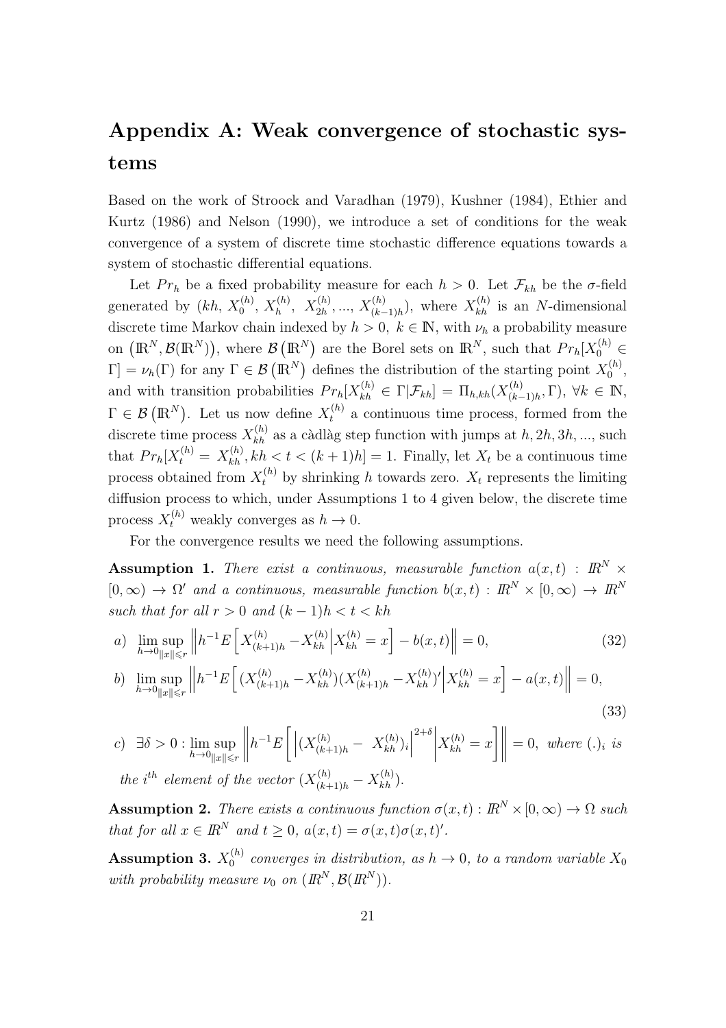# Appendix A: Weak convergence of stochastic systems

Based on the work of Stroock and Varadhan (1979), Kushner (1984), Ethier and Kurtz (1986) and Nelson (1990), we introduce a set of conditions for the weak convergence of a system of discrete time stochastic difference equations towards a system of stochastic differential equations.

Let $Pr_h$ be a fixed probability measure for each $h > 0$. Let $\mathcal{F}_{kh}$ be the $\sigma$-field generated by $(kh,\ X_0^{(h)},\ X_h^{(h)},\ X_{2h}^{(h)}, ..., X_{(k-1)h}^{(h)})$, where $X_{kh}^{(h)}$ is an $N$-dimensional discrete time Markov chain indexed by $h > 0$, $k \in \mathbb{N}$, with $\nu_h$ a probability measure on $\left(\mathbb{R}^N, \mathcal{B}(\mathbb{R}^N)\right)$, where $\mathcal{B}\left(\mathbb{R}^N\right)$ are the Borel sets on $\mathbb{R}^N$, such that $Pr_h[X_0^{(h)} \in \Gamma] = \nu_h(\Gamma)$ for any $\Gamma \in \mathcal{B}\left(\mathbb{R}^N\right)$ defines the distribution of the starting point $X_0^{(h)}$, and with transition probabilities $Pr_h[X_{kh}^{(h)} \in \Gamma | \mathcal{F}_{kh}] = \Pi_{h,kh}(X_{(k-1)h}^{(h)}, \Gamma)$, $\forall k \in \mathbb{N}$, $\Gamma \in \mathcal{B}\left(\mathbb{R}^N\right)$. Let us now define $X_t^{(h)}$ a continuous time process, formed from the discrete time process $X_{kh}^{(h)}$ as a càdlàg step function with jumps at $h, 2h, 3h, ...$, such that $Pr_h[X_t^{(h)} = X_{kh}^{(h)}, kh < t < (k+1)h] = 1$. Finally, let $X_t$ be a continuous time process obtained from $X_t^{(h)}$ by shrinking $h$ towards zero. $X_t$ represents the limiting diffusion process to which, under Assumptions 1 to 4 given below, the discrete time process $X_t^{(h)}$ weakly converges as $h \to 0$.

For the convergence results we need the following assumptions.

**Assumption 1.** *There exist a continuous, measurable function $a(x,t) : \mathbb{R}^N \times [0, \infty) \to \Omega'$ and a continuous, measurable function $b(x,t) : \mathbb{R}^N \times [0, \infty) \to \mathbb{R}^N$ such that for all $r > 0$ and $(k-1)h < t < kh$*

$$a) \ \lim_{h \to 0} \sup_{\|x\| \leqslant r} \left\| h^{-1} E\left[ X_{(k+1)h}^{(h)} - X_{kh}^{(h)} \middle| X_{kh}^{(h)} = x \right] - b(x,t) \right\| = 0, \tag{32}$$

$$b) \ \lim_{h \to 0} \sup_{\|x\| \leqslant r} \left\| h^{-1} E\left[ (X_{(k+1)h}^{(h)} - X_{kh}^{(h)})(X_{(k+1)h}^{(h)} - X_{kh}^{(h)})' \middle| X_{kh}^{(h)} = x \right] - a(x,t) \right\| = 0, \tag{33}$$

$c)$ $\exists \delta > 0 : \lim_{h \to 0} \sup_{\|x\| \leqslant r} \left\| h^{-1} E\left[ \left| (X_{(k+1)h}^{(h)} - X_{kh}^{(h)})_i \right|^{2+\delta} \middle| X_{kh}^{(h)} = x \right] \right\| = 0$, *where $(.)_i$ is the $i^{th}$ element of the vector $(X_{(k+1)h}^{(h)} - X_{kh}^{(h)})$.*

**Assumption 2.** *There exists a continuous function $\sigma(x,t) : \mathbb{R}^N \times [0, \infty) \to \Omega$ such that for all $x \in \mathbb{R}^N$ and $t \geq 0$, $a(x,t) = \sigma(x,t)\sigma(x,t)'$.*

**Assumption 3.** *$X_0^{(h)}$ converges in distribution, as $h \to 0$, to a random variable $X_0$ with probability measure $\nu_0$ on $(\mathbb{R}^N, \mathcal{B}(\mathbb{R}^N))$.*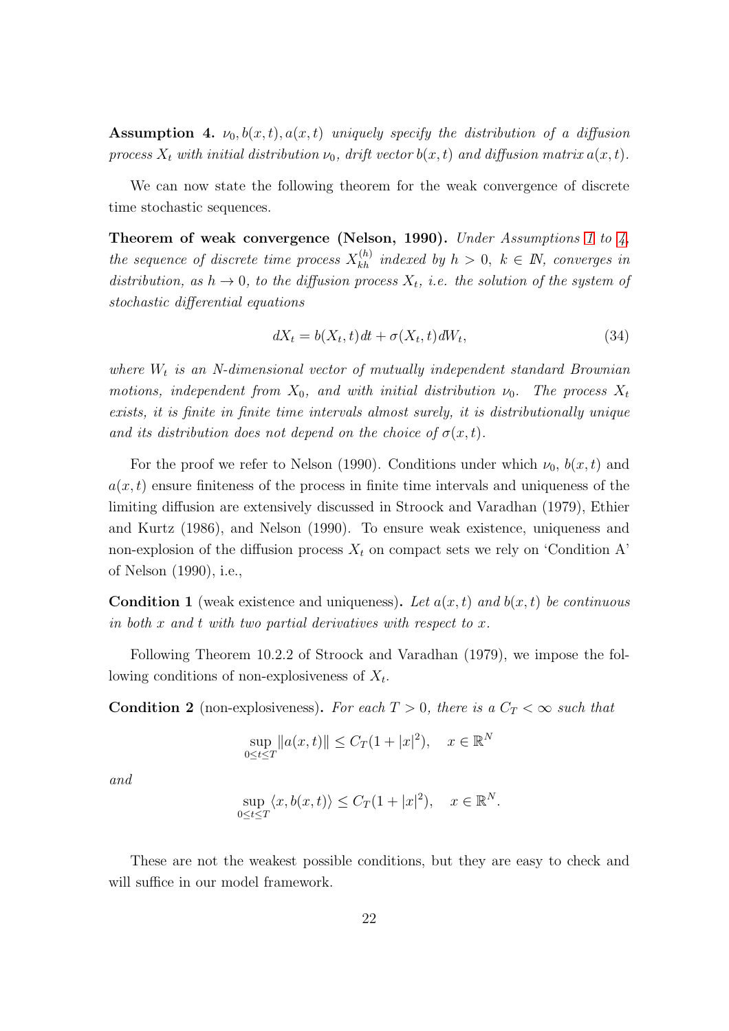**Assumption 4.** *$\nu_0, b(x,t), a(x,t)$ uniquely specify the distribution of a diffusion process $X_t$ with initial distribution $\nu_0$, drift vector $b(x,t)$ and diffusion matrix $a(x,t)$.*

We can now state the following theorem for the weak convergence of discrete time stochastic sequences.

**Theorem of weak convergence (Nelson, 1990).** *Under Assumptions 1 to 4, the sequence of discrete time process $X_{kh}^{(h)}$ indexed by $h > 0,\ k \in \mathbb{N}$, converges in distribution, as $h \to 0$, to the diffusion process $X_t$, i.e. the solution of the system of stochastic differential equations*

$$dX_t = b(X_t, t)\,dt + \sigma(X_t, t)\,dW_t, \tag{34}$$

*where $W_t$ is an N-dimensional vector of mutually independent standard Brownian motions, independent from $X_0$, and with initial distribution $\nu_0$. The process $X_t$ exists, it is finite in finite time intervals almost surely, it is distributionally unique and its distribution does not depend on the choice of $\sigma(x,t)$.*

For the proof we refer to Nelson (1990). Conditions under which $\nu_0$, $b(x,t)$ and $a(x,t)$ ensure finiteness of the process in finite time intervals and uniqueness of the limiting diffusion are extensively discussed in Stroock and Varadhan (1979), Ethier and Kurtz (1986), and Nelson (1990). To ensure weak existence, uniqueness and non-explosion of the diffusion process $X_t$ on compact sets we rely on 'Condition A' of Nelson (1990), i.e.,

**Condition 1** (weak existence and uniqueness)**.** *Let $a(x,t)$ and $b(x,t)$ be continuous in both $x$ and $t$ with two partial derivatives with respect to $x$.*

Following Theorem 10.2.2 of Stroock and Varadhan (1979), we impose the following conditions of non-explosiveness of $X_t$.

**Condition 2** (non-explosiveness)**.** *For each $T > 0$, there is a $C_T < \infty$ such that*

$$\sup_{0 \le t \le T} \|a(x,t)\| \le C_T(1 + |x|^2), \quad x \in \mathbb{R}^N$$

*and*

$$\sup_{0 \le t \le T} \langle x, b(x,t) \rangle \le C_T(1 + |x|^2), \quad x \in \mathbb{R}^N.$$

These are not the weakest possible conditions, but they are easy to check and will suffice in our model framework.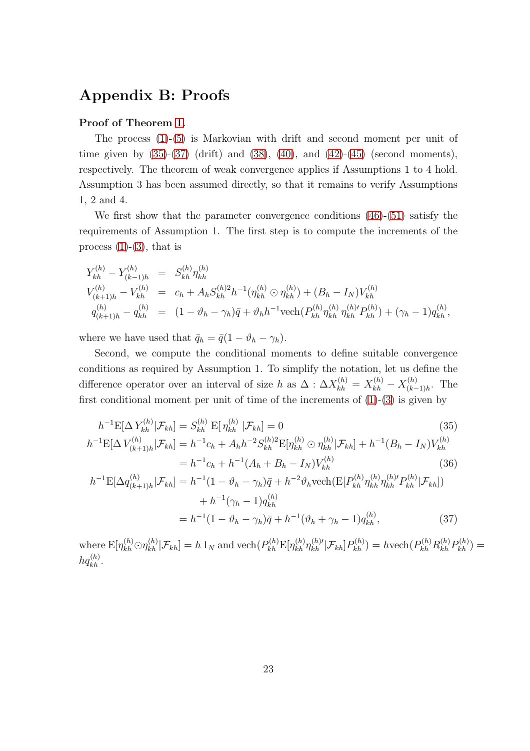# Appendix B: Proofs

**Proof of Theorem 1.**

The process (1)-(5) is Markovian with drift and second moment per unit of time given by (35)-(37) (drift) and (38), (40), and (42)-(45) (second moments), respectively. The theorem of weak convergence applies if Assumptions 1 to 4 hold. Assumption 3 has been assumed directly, so that it remains to verify Assumptions 1, 2 and 4.

We first show that the parameter convergence conditions (46)-(51) satisfy the requirements of Assumption 1. The first step is to compute the increments of the process (1)-(3), that is

$$
\begin{aligned}
Y_{kh}^{(h)} - Y_{(k-1)h}^{(h)} &= S_{kh}^{(h)} \eta_{kh}^{(h)} \\
V_{(k+1)h}^{(h)} - V_{kh}^{(h)} &= c_h + A_h S_{kh}^{(h)2} h^{-1} (\eta_{kh}^{(h)} \odot \eta_{kh}^{(h)}) + (B_h - I_N) V_{kh}^{(h)} \\
q_{(k+1)h}^{(h)} - q_{kh}^{(h)} &= (1 - \vartheta_h - \gamma_h)\bar{q} + \vartheta_h h^{-1} \mathrm{vech}(P_{kh}^{(h)} \eta_{kh}^{(h)} \eta_{kh}^{(h)\prime} P_{kh}^{(h)}) + (\gamma_h - 1) q_{kh}^{(h)},
\end{aligned}
$$

where we have used that $\bar{q}_h = \bar{q}(1 - \vartheta_h - \gamma_h)$.

Second, we compute the conditional moments to define suitable convergence conditions as required by Assumption 1. To simplify the notation, let us define the difference operator over an interval of size $h$ as $\Delta : \Delta X_{kh}^{(h)} = X_{kh}^{(h)} - X_{(k-1)h}^{(h)}$. The first conditional moment per unit of time of the increments of (1)-(3) is given by

$$
h^{-1}\mathrm{E}[\Delta\, Y_{kh}^{(h)} | \mathcal{F}_{kh}] = S_{kh}^{(h)}\, \mathrm{E}[\, \eta_{kh}^{(h)}\, | \mathcal{F}_{kh}] = 0 \tag{35}
$$

$$
\begin{aligned}
h^{-1}\mathrm{E}[\Delta\, V_{(k+1)h}^{(h)} | \mathcal{F}_{kh}] &= h^{-1} c_h + A_h h^{-2} S_{kh}^{(h)2} \mathrm{E}[\eta_{kh}^{(h)} \odot \eta_{kh}^{(h)} | \mathcal{F}_{kh}] + h^{-1}(B_h - I_N) V_{kh}^{(h)} \\
&= h^{-1} c_h + h^{-1}(A_h + B_h - I_N) V_{kh}^{(h)}
\end{aligned} \tag{36}
$$

$$
\begin{aligned}
h^{-1}\mathrm{E}[\Delta q_{(k+1)h}^{(h)} | \mathcal{F}_{kh}] &= h^{-1}(1 - \vartheta_h - \gamma_h)\bar{q} + h^{-2}\vartheta_h \mathrm{vech}(\mathrm{E}[P_{kh}^{(h)} \eta_{kh}^{(h)} \eta_{kh}^{(h)\prime} P_{kh}^{(h)} | \mathcal{F}_{kh}]) \\
&\quad + h^{-1}(\gamma_h - 1) q_{kh}^{(h)} \\
&= h^{-1}(1 - \vartheta_h - \gamma_h)\bar{q} + h^{-1}(\vartheta_h + \gamma_h - 1) q_{kh}^{(h)},
\end{aligned} \tag{37}
$$

where $\mathrm{E}[\eta_{kh}^{(h)} \odot \eta_{kh}^{(h)} | \mathcal{F}_{kh}] = h\, 1_N$ and $\mathrm{vech}(P_{kh}^{(h)} \mathrm{E}[\eta_{kh}^{(h)} \eta_{kh}^{(h)\prime} | \mathcal{F}_{kh}] P_{kh}^{(h)}) = h \mathrm{vech}(P_{kh}^{(h)} R_{kh}^{(h)} P_{kh}^{(h)}) = h q_{kh}^{(h)}$.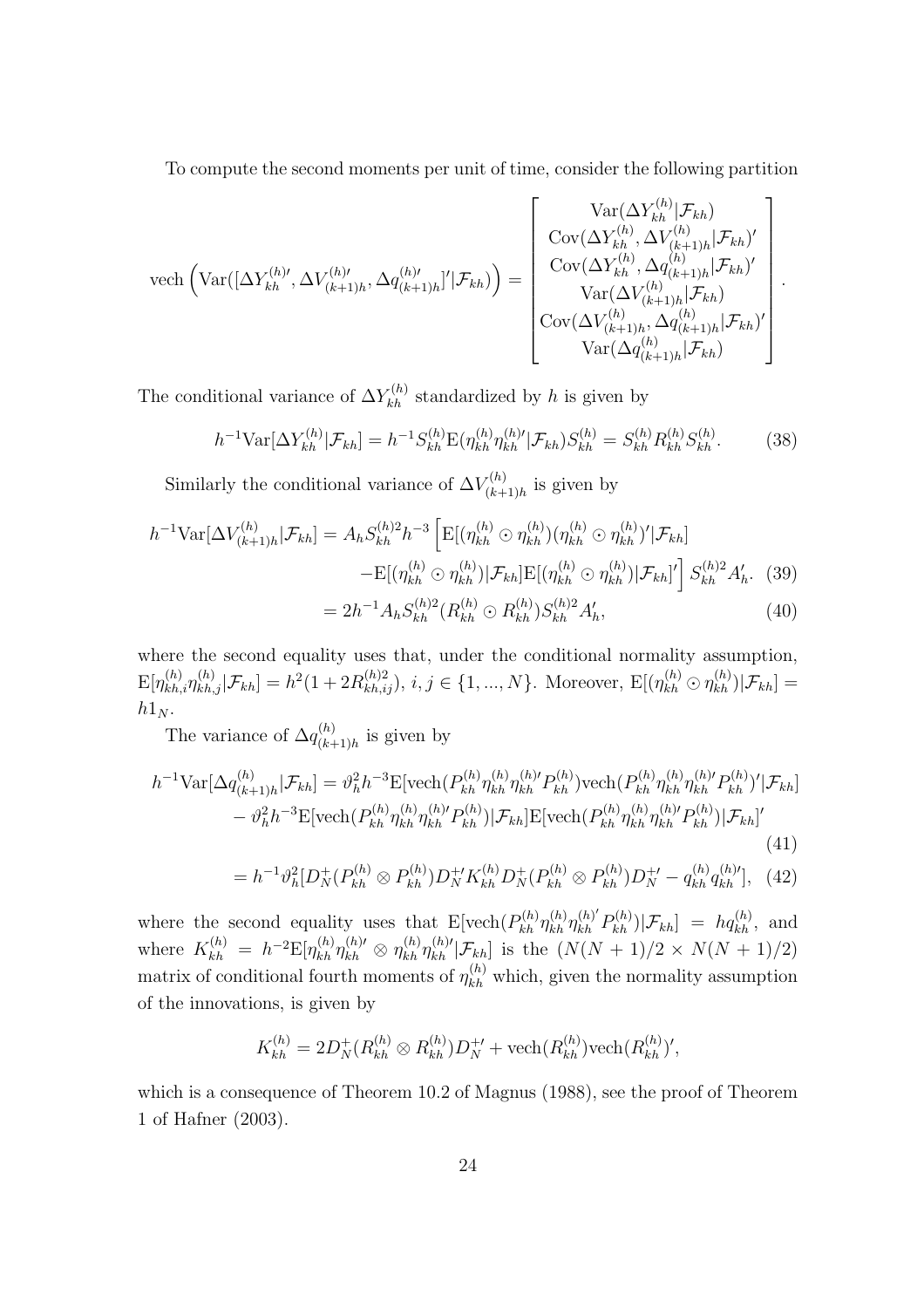To compute the second moments per unit of time, consider the following partition

$$
\text{vech}\left(\text{Var}([\Delta Y_{kh}^{(h)\prime}, \Delta V_{(k+1)h}^{(h)\prime}, \Delta q_{(k+1)h}^{(h)\prime}]' | \mathcal{F}_{kh})\right) = \begin{bmatrix} \text{Var}(\Delta Y_{kh}^{(h)} | \mathcal{F}_{kh}) \\ \text{Cov}(\Delta Y_{kh}^{(h)}, \Delta V_{(k+1)h}^{(h)} | \mathcal{F}_{kh})' \\ \text{Cov}(\Delta Y_{kh}^{(h)}, \Delta q_{(k+1)h}^{(h)} | \mathcal{F}_{kh})' \\ \text{Var}(\Delta V_{(k+1)h}^{(h)} | \mathcal{F}_{kh}) \\ \text{Cov}(\Delta V_{(k+1)h}^{(h)}, \Delta q_{(k+1)h}^{(h)} | \mathcal{F}_{kh})' \\ \text{Var}(\Delta q_{(k+1)h}^{(h)} | \mathcal{F}_{kh}) \end{bmatrix}.
$$

The conditional variance of $\Delta Y_{kh}^{(h)}$ standardized by $h$ is given by

$$
h^{-1}\text{Var}[\Delta Y_{kh}^{(h)} | \mathcal{F}_{kh}] = h^{-1} S_{kh}^{(h)} \text{E}(\eta_{kh}^{(h)} \eta_{kh}^{(h)\prime} | \mathcal{F}_{kh}) S_{kh}^{(h)} = S_{kh}^{(h)} R_{kh}^{(h)} S_{kh}^{(h)}. \tag{38}
$$

Similarly the conditional variance of $\Delta V_{(k+1)h}^{(h)}$ is given by

$$
\begin{aligned}
h^{-1}\text{Var}[\Delta V_{(k+1)h}^{(h)} | \mathcal{F}_{kh}] &= A_h S_{kh}^{(h)2} h^{-3} \Big[ \text{E}[(\eta_{kh}^{(h)} \odot \eta_{kh}^{(h)})(\eta_{kh}^{(h)} \odot \eta_{kh}^{(h)})' | \mathcal{F}_{kh}] \\
&\quad - \text{E}[(\eta_{kh}^{(h)} \odot \eta_{kh}^{(h)}) | \mathcal{F}_{kh}] \text{E}[(\eta_{kh}^{(h)} \odot \eta_{kh}^{(h)}) | \mathcal{F}_{kh}]' \Big] S_{kh}^{(h)2} A_h'. \quad (39) \\
&= 2h^{-1} A_h S_{kh}^{(h)2} (R_{kh}^{(h)} \odot R_{kh}^{(h)}) S_{kh}^{(h)2} A_h', \quad (40)
\end{aligned}
$$

where the second equality uses that, under the conditional normality assumption, $\text{E}[\eta_{kh,i}^{(h)} \eta_{kh,j}^{(h)} | \mathcal{F}_{kh}] = h^2(1 + 2R_{kh,ij}^{(h)2})$, $i, j \in \{1, ..., N\}$. Moreover, $\text{E}[(\eta_{kh}^{(h)} \odot \eta_{kh}^{(h)}) | \mathcal{F}_{kh}] = h 1_N$.

The variance of $\Delta q_{(k+1)h}^{(h)}$ is given by

$$
\begin{aligned}
h^{-1}\text{Var}[\Delta q_{(k+1)h}^{(h)} | \mathcal{F}_{kh}] &= \vartheta_h^2 h^{-3} \text{E}[\text{vech}(P_{kh}^{(h)} \eta_{kh}^{(h)} \eta_{kh}^{(h)\prime} P_{kh}^{(h)}) \text{vech}(P_{kh}^{(h)} \eta_{kh}^{(h)} \eta_{kh}^{(h)\prime} P_{kh}^{(h)})' | \mathcal{F}_{kh}] \\
&\quad - \vartheta_h^2 h^{-3} \text{E}[\text{vech}(P_{kh}^{(h)} \eta_{kh}^{(h)} \eta_{kh}^{(h)\prime} P_{kh}^{(h)}) | \mathcal{F}_{kh}] \text{E}[\text{vech}(P_{kh}^{(h)} \eta_{kh}^{(h)} \eta_{kh}^{(h)\prime} P_{kh}^{(h)}) | \mathcal{F}_{kh}]' \quad (41) \\
&= h^{-1} \vartheta_h^2 [D_N^+ (P_{kh}^{(h)} \otimes P_{kh}^{(h)}) D_N^{+\prime} K_{kh}^{(h)} D_N^+ (P_{kh}^{(h)} \otimes P_{kh}^{(h)}) D_N^{+\prime} - q_{kh}^{(h)} q_{kh}^{(h)\prime}], \quad (42)
\end{aligned}
$$

where the second equality uses that $\text{E}[\text{vech}(P_{kh}^{(h)} \eta_{kh}^{(h)} \eta_{kh}^{(h)'} P_{kh}^{(h)}) | \mathcal{F}_{kh}] = h q_{kh}^{(h)}$, and where $K_{kh}^{(h)} = h^{-2} \text{E}[\eta_{kh}^{(h)} \eta_{kh}^{(h)\prime} \otimes \eta_{kh}^{(h)} \eta_{kh}^{(h)\prime} | \mathcal{F}_{kh}]$ is the $(N(N+1)/2 \times N(N+1)/2)$ matrix of conditional fourth moments of $\eta_{kh}^{(h)}$ which, given the normality assumption of the innovations, is given by

$$
K_{kh}^{(h)} = 2D_N^+ (R_{kh}^{(h)} \otimes R_{kh}^{(h)}) D_N^{+\prime} + \text{vech}(R_{kh}^{(h)}) \text{vech}(R_{kh}^{(h)})',
$$

which is a consequence of Theorem 10.2 of Magnus (1988), see the proof of Theorem 1 of Hafner (2003).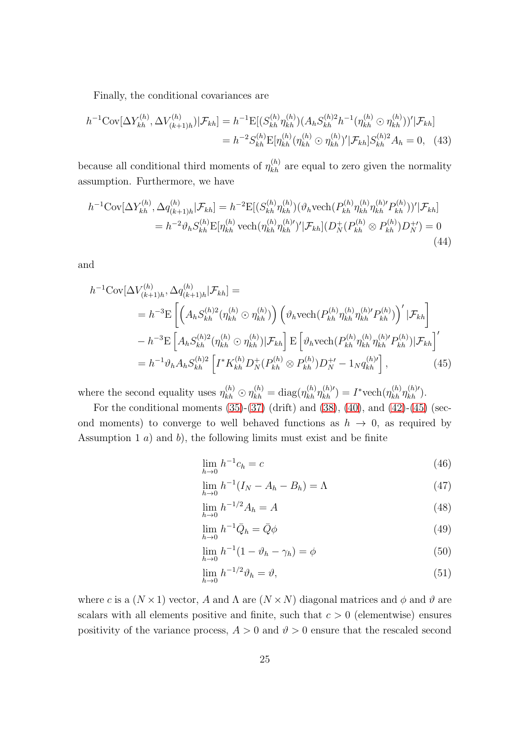Finally, the conditional covariances are

$$
\begin{aligned}
h^{-1}\mathrm{Cov}[\Delta Y_{kh}^{(h)}, \Delta V_{(k+1)h}^{(h)}|\mathcal{F}_{kh}] &= h^{-1}\mathrm{E}[(S_{kh}^{(h)}\eta_{kh}^{(h)})(A_h S_{kh}^{(h)2} h^{-1}(\eta_{kh}^{(h)} \odot \eta_{kh}^{(h)}))'|\mathcal{F}_{kh}] \\
&= h^{-2} S_{kh}^{(h)} \mathrm{E}[\eta_{kh}^{(h)}(\eta_{kh}^{(h)} \odot \eta_{kh}^{(h)})'|\mathcal{F}_{kh}] S_{kh}^{(h)2} A_h = 0, \quad (43)
\end{aligned}
$$

because all conditional third moments of $\eta_{kh}^{(h)}$ are equal to zero given the normality assumption. Furthermore, we have

$$
\begin{aligned}
h^{-1}\mathrm{Cov}[\Delta Y_{kh}^{(h)}, \Delta q_{(k+1)h}^{(h)}|\mathcal{F}_{kh}] &= h^{-2}\mathrm{E}[(S_{kh}^{(h)}\eta_{kh}^{(h)})(\vartheta_h \mathrm{vech}(P_{kh}^{(h)}\eta_{kh}^{(h)}\eta_{kh}^{(h)\prime}P_{kh}^{(h)}))'|\mathcal{F}_{kh}] \\
&= h^{-2}\vartheta_h S_{kh}^{(h)} \mathrm{E}[\eta_{kh}^{(h)} \mathrm{vech}(\eta_{kh}^{(h)}\eta_{kh}^{(h)\prime})'|\mathcal{F}_{kh}](D_N^{+}(P_{kh}^{(h)} \otimes P_{kh}^{(h)})D_N^{+\prime}) = 0 \quad (44)
\end{aligned}
$$

and

$$
\begin{aligned}
h^{-1}\mathrm{Cov}[\Delta V_{(k+1)h}^{(h)}, \Delta q_{(k+1)h}^{(h)}|\mathcal{F}_{kh}] &= \\
&= h^{-3}\mathrm{E}\left[\left(A_h S_{kh}^{(h)2}(\eta_{kh}^{(h)} \odot \eta_{kh}^{(h)})\right)\left(\vartheta_h \mathrm{vech}(P_{kh}^{(h)}\eta_{kh}^{(h)}\eta_{kh}^{(h)\prime}P_{kh}^{(h)})\right)'|\mathcal{F}_{kh}\right] \\
&\quad - h^{-3}\mathrm{E}\left[A_h S_{kh}^{(h)2}(\eta_{kh}^{(h)} \odot \eta_{kh}^{(h)})|\mathcal{F}_{kh}\right]\mathrm{E}\left[\vartheta_h \mathrm{vech}(P_{kh}^{(h)}\eta_{kh}^{(h)}\eta_{kh}^{(h)\prime}P_{kh}^{(h)})|\mathcal{F}_{kh}\right]' \\
&= h^{-1}\vartheta_h A_h S_{kh}^{(h)2}\left[I^{*}K_{kh}^{(h)}D_N^{+}(P_{kh}^{(h)} \otimes P_{kh}^{(h)})D_N^{+\prime} - 1_N q_{kh}^{(h)\prime}\right], \quad (45)
\end{aligned}
$$

where the second equality uses $\eta_{kh}^{(h)} \odot \eta_{kh}^{(h)} = \mathrm{diag}(\eta_{kh}^{(h)}\eta_{kh}^{(h)\prime}) = I^{*}\mathrm{vech}(\eta_{kh}^{(h)}\eta_{kh}^{(h)\prime})$.

For the conditional moments (35)-(37) (drift) and (38), (40), and (42)-(45) (second moments) to converge to well behaved functions as $h \to 0$, as required by Assumption 1 $a$) and $b$), the following limits must exist and be finite

$$\lim_{h\to 0} h^{-1}c_h = c \quad (46)$$

$$\lim_{h\to 0} h^{-1}(I_N - A_h - B_h) = \Lambda \quad (47)$$

$$\lim_{h\to 0} h^{-1/2}A_h = A \quad (48)$$

$$\lim_{h\to 0} h^{-1}\bar{Q}_h = \bar{Q}\phi \quad (49)$$

$$\lim_{h\to 0} h^{-1}(1 - \vartheta_h - \gamma_h) = \phi \quad (50)$$

$$\lim_{h\to 0} h^{-1/2}\vartheta_h = \vartheta, \quad (51)$$

where $c$ is a $(N \times 1)$ vector, $A$ and $\Lambda$ are $(N \times N)$ diagonal matrices and $\phi$ and $\vartheta$ are scalars with all elements positive and finite, such that $c > 0$ (elementwise) ensures positivity of the variance process, $A > 0$ and $\vartheta > 0$ ensure that the rescaled second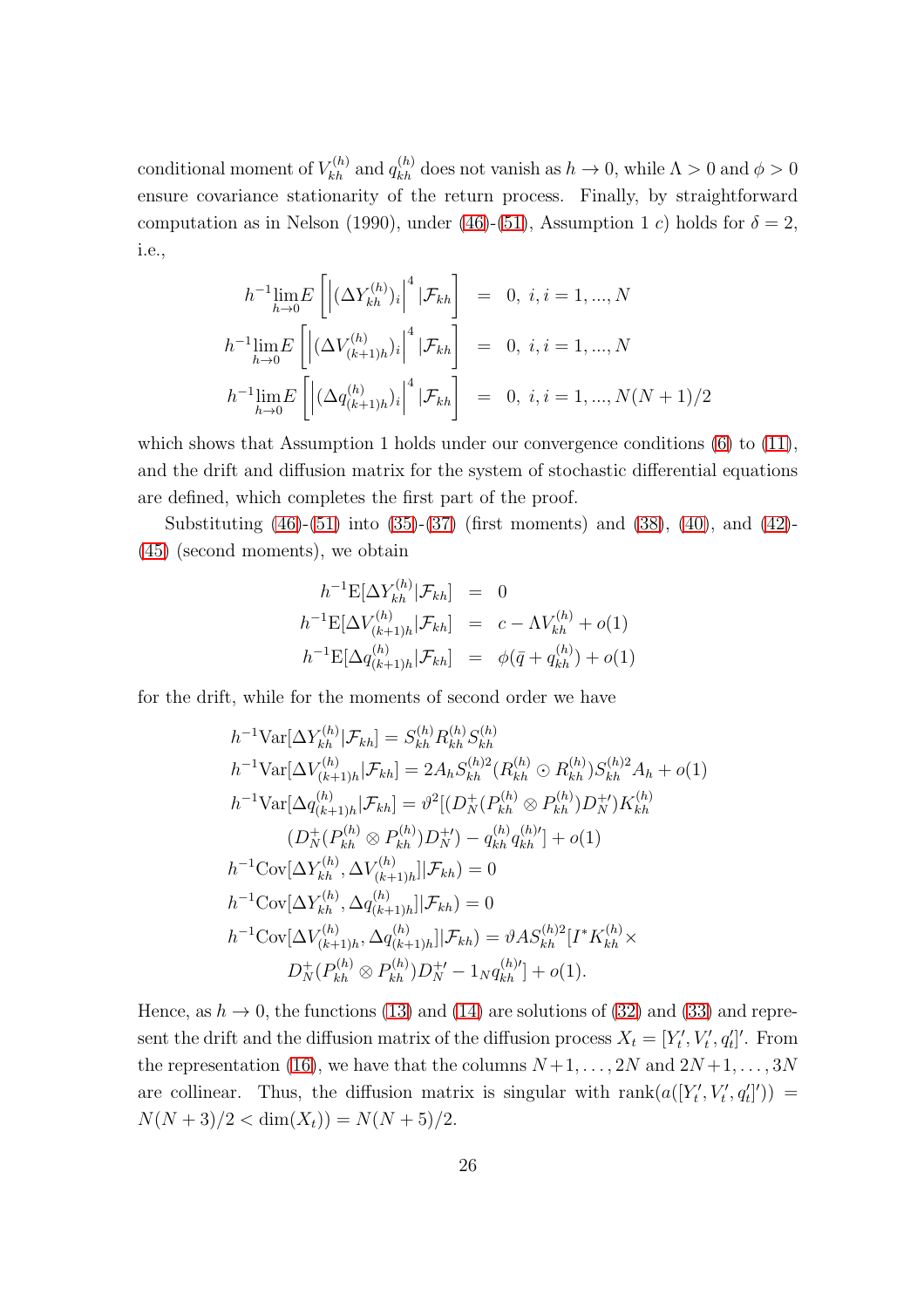conditional moment of $V_{kh}^{(h)}$ and $q_{kh}^{(h)}$ does not vanish as $h \to 0$, while $\Lambda > 0$ and $\phi > 0$ ensure covariance stationarity of the return process. Finally, by straightforward computation as in Nelson (1990), under (46)-(51), Assumption 1 $c$) holds for $\delta = 2$, i.e.,

$$
\begin{aligned}
h^{-1}\lim_{h\to 0} E\left[\left|(\Delta Y_{kh}^{(h)})_i\right|^4 |\mathcal{F}_{kh}\right] &= 0,\ i, i = 1, ..., N \\
h^{-1}\lim_{h\to 0} E\left[\left|(\Delta V_{(k+1)h}^{(h)})_i\right|^4 |\mathcal{F}_{kh}\right] &= 0,\ i, i = 1, ..., N \\
h^{-1}\lim_{h\to 0} E\left[\left|(\Delta q_{(k+1)h}^{(h)})_i\right|^4 |\mathcal{F}_{kh}\right] &= 0,\ i, i = 1, ..., N(N+1)/2
\end{aligned}
$$

which shows that Assumption 1 holds under our convergence conditions (6) to (11), and the drift and diffusion matrix for the system of stochastic differential equations are defined, which completes the first part of the proof.

Substituting (46)-(51) into (35)-(37) (first moments) and (38), (40), and (42)-(45) (second moments), we obtain

$$
\begin{aligned}
h^{-1}\mathrm{E}[\Delta Y_{kh}^{(h)} |\mathcal{F}_{kh}] &= 0 \\
h^{-1}\mathrm{E}[\Delta V_{(k+1)h}^{(h)} |\mathcal{F}_{kh}] &= c - \Lambda V_{kh}^{(h)} + o(1) \\
h^{-1}\mathrm{E}[\Delta q_{(k+1)h}^{(h)} |\mathcal{F}_{kh}] &= \phi(\bar{q} + q_{kh}^{(h)}) + o(1)
\end{aligned}
$$

for the drift, while for the moments of second order we have

$$
\begin{aligned}
& h^{-1}\mathrm{Var}[\Delta Y_{kh}^{(h)} |\mathcal{F}_{kh}] = S_{kh}^{(h)} R_{kh}^{(h)} S_{kh}^{(h)} \\
& h^{-1}\mathrm{Var}[\Delta V_{(k+1)h}^{(h)} |\mathcal{F}_{kh}] = 2A_h S_{kh}^{(h)2} (R_{kh}^{(h)} \odot R_{kh}^{(h)}) S_{kh}^{(h)2} A_h + o(1) \\
& h^{-1}\mathrm{Var}[\Delta q_{(k+1)h}^{(h)} |\mathcal{F}_{kh}] = \vartheta^2 [(D_N^{+} (P_{kh}^{(h)} \otimes P_{kh}^{(h)}) D_N^{+\prime}) K_{kh}^{(h)} \\
& \qquad (D_N^{+} (P_{kh}^{(h)} \otimes P_{kh}^{(h)}) D_N^{+\prime}) - q_{kh}^{(h)} q_{kh}^{(h)\prime}] + o(1) \\
& h^{-1}\mathrm{Cov}[\Delta Y_{kh}^{(h)}, \Delta V_{(k+1)h}^{(h)}] |\mathcal{F}_{kh}) = 0 \\
& h^{-1}\mathrm{Cov}[\Delta Y_{kh}^{(h)}, \Delta q_{(k+1)h}^{(h)}] |\mathcal{F}_{kh}) = 0 \\
& h^{-1}\mathrm{Cov}[\Delta V_{(k+1)h}^{(h)}, \Delta q_{(k+1)h}^{(h)}] |\mathcal{F}_{kh}) = \vartheta A S_{kh}^{(h)2} [I^* K_{kh}^{(h)} \times \\
& \qquad D_N^{+} (P_{kh}^{(h)} \otimes P_{kh}^{(h)}) D_N^{+\prime} - 1_N q_{kh}^{(h)\prime}] + o(1).
\end{aligned}
$$

Hence, as $h \to 0$, the functions (13) and (14) are solutions of (32) and (33) and represent the drift and the diffusion matrix of the diffusion process $X_t = [Y_t', V_t', q_t']'$. From the representation (16), we have that the columns $N+1, \ldots, 2N$ and $2N+1, \ldots, 3N$ are collinear. Thus, the diffusion matrix is singular with $\mathrm{rank}(a([Y_t', V_t', q_t']')) = N(N+3)/2 < \dim(X_t)) = N(N+5)/2$.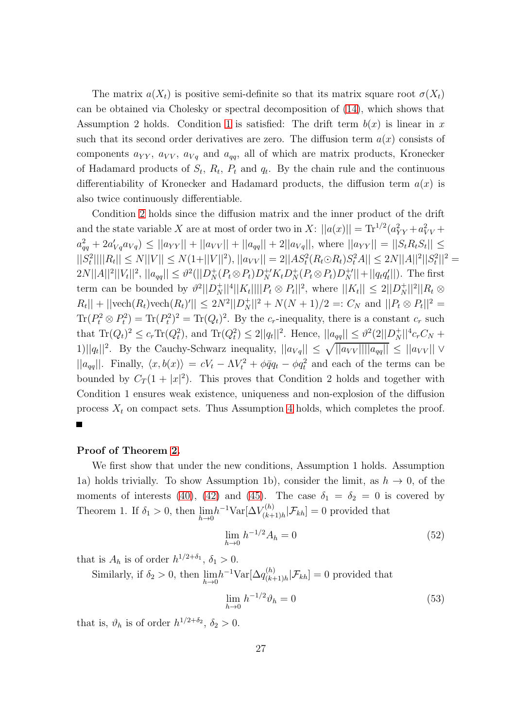The matrix $a(X_t)$ is positive semi-definite so that its matrix square root $\sigma(X_t)$ can be obtained via Cholesky or spectral decomposition of (14), which shows that Assumption 2 holds. Condition 1 is satisfied: The drift term $b(x)$ is linear in $x$ such that its second order derivatives are zero. The diffusion term $a(x)$ consists of components $a_{YY}$, $a_{VV}$, $a_{Vq}$ and $a_{qq}$, all of which are matrix products, Kronecker of Hadamard products of $S_t$, $R_t$, $P_t$ and $q_t$. By the chain rule and the continuous differentiability of Kronecker and Hadamard products, the diffusion term $a(x)$ is also twice continuously differentiable.

Condition 2 holds since the diffusion matrix and the inner product of the drift and the state variable $X$ are at most of order two in $X$: $||a(x)|| = \text{Tr}^{1/2}(a_{YY}^2 + a_{VV}^2 + a_{qq}^2 + 2a_{Vq}'a_{Vq}) \leq ||a_{YY}|| + ||a_{VV}|| + ||a_{qq}|| + 2||a_{Vq}||$, where $||a_{YY}|| = ||S_t R_t S_t|| \leq ||S_t^2|| ||R_t|| \leq N||V|| \leq N(1+||V||^2)$, $||a_{VV}|| = 2||AS_t^2(R_t \odot R_t)S_t^2 A|| \leq 2N||A||^2||S_t^2||^2 = 2N||A||^2||V_t||^2$, $||a_{qq}|| \leq \vartheta^2(||D_N^+(P_t \otimes P_t)D_N^{+\prime} K_t D_N^+(P_t \otimes P_t)D_N^{+\prime}|| + ||q_t q_t'||)$. The first term can be bounded by $\vartheta^2||D_N^+||^4||K_t|| ||P_t \otimes P_t||^2$, where $||K_t|| \leq 2||D_N^+||^2||R_t \otimes R_t|| + ||\text{vech}(R_t)\text{vech}(R_t)'|| \leq 2N^2||D_N^+||^2 + N(N+1)/2 =: C_N$ and $||P_t \otimes P_t||^2 = \text{Tr}(P_t^2 \otimes P_t^2) = \text{Tr}(P_t^2)^2 = \text{Tr}(Q_t)^2$. By the $c_r$-inequality, there is a constant $c_r$ such that $\text{Tr}(Q_t)^2 \leq c_r \text{Tr}(Q_t^2)$, and $\text{Tr}(Q_t^2) \leq 2||q_t||^2$. Hence, $||a_{qq}|| \leq \vartheta^2(2||D_N^+||^4 c_r C_N + 1)||q_t||^2$. By the Cauchy-Schwarz inequality, $||a_{Vq}|| \leq \sqrt{||a_{VV}|| ||a_{qq}||} \leq ||a_{VV}|| \vee ||a_{qq}||$. Finally, $\langle x, b(x) \rangle = cV_t - \Lambda V_t^2 + \phi \bar{q} q_t - \phi q_t^2$ and each of the terms can be bounded by $C_T(1 + |x|^2)$. This proves that Condition 2 holds and together with Condition 1 ensures weak existence, uniqueness and non-explosion of the diffusion process $X_t$ on compact sets. Thus Assumption 4 holds, which completes the proof. ∎

**Proof of Theorem 2.**

We first show that under the new conditions, Assumption 1 holds. Assumption 1a) holds trivially. To show Assumption 1b), consider the limit, as $h \to 0$, of the moments of interests (40), (42) and (45). The case $\delta_1 = \delta_2 = 0$ is covered by Theorem 1. If $\delta_1 > 0$, then $\lim_{h \to 0} h^{-1}\text{Var}[\Delta V_{(k+1)h}^{(h)} | \mathcal{F}_{kh}] = 0$ provided that

$$\lim_{h \to 0} h^{-1/2} A_h = 0 \tag{52}$$

that is $A_h$ is of order $h^{1/2+\delta_1}$, $\delta_1 > 0$.

Similarly, if $\delta_2 > 0$, then $\lim_{h \to 0} h^{-1}\text{Var}[\Delta q_{(k+1)h}^{(h)} | \mathcal{F}_{kh}] = 0$ provided that

$$\lim_{h \to 0} h^{-1/2} \vartheta_h = 0 \tag{53}$$

that is, $\vartheta_h$ is of order $h^{1/2+\delta_2}$, $\delta_2 > 0$.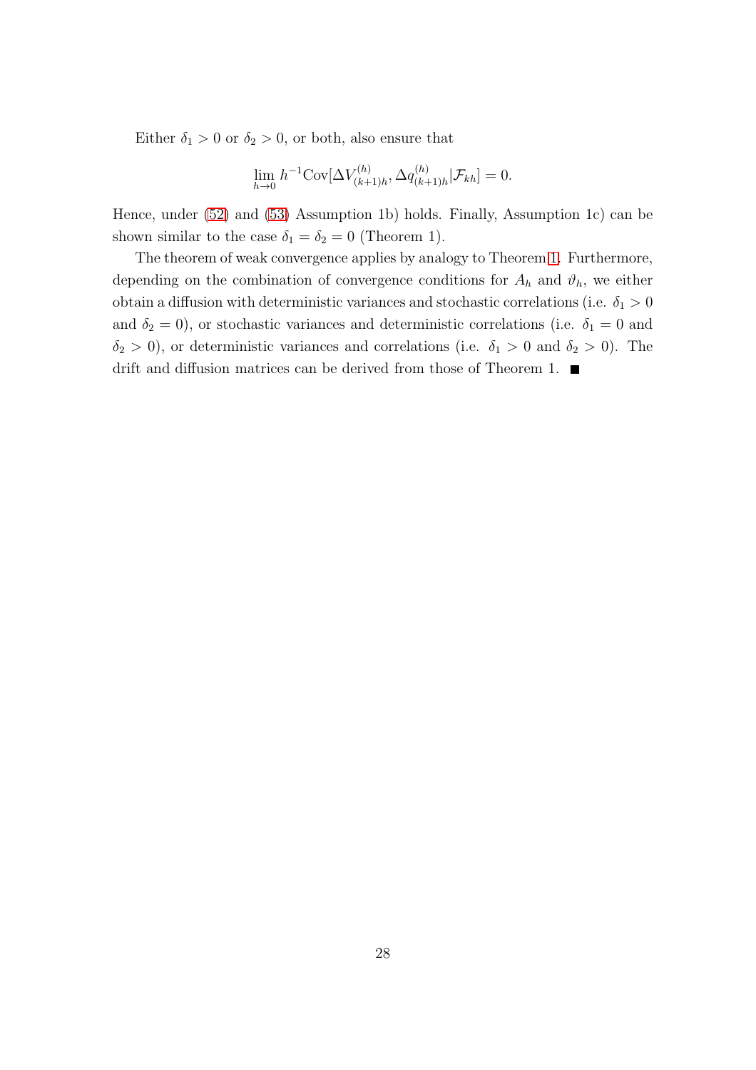Either $\delta_1 > 0$ or $\delta_2 > 0$, or both, also ensure that

$$\lim_{h \to 0} h^{-1} \text{Cov}[\Delta V_{(k+1)h}^{(h)}, \Delta q_{(k+1)h}^{(h)} | \mathcal{F}_{kh}] = 0.$$

Hence, under (52) and (53) Assumption 1b) holds. Finally, Assumption 1c) can be shown similar to the case $\delta_1 = \delta_2 = 0$ (Theorem 1).

The theorem of weak convergence applies by analogy to Theorem 1. Furthermore, depending on the combination of convergence conditions for $A_h$ and $\vartheta_h$, we either obtain a diffusion with deterministic variances and stochastic correlations (i.e. $\delta_1 > 0$ and $\delta_2 = 0$), or stochastic variances and deterministic correlations (i.e. $\delta_1 = 0$ and $\delta_2 > 0$), or deterministic variances and correlations (i.e. $\delta_1 > 0$ and $\delta_2 > 0$). The drift and diffusion matrices can be derived from those of Theorem 1. ■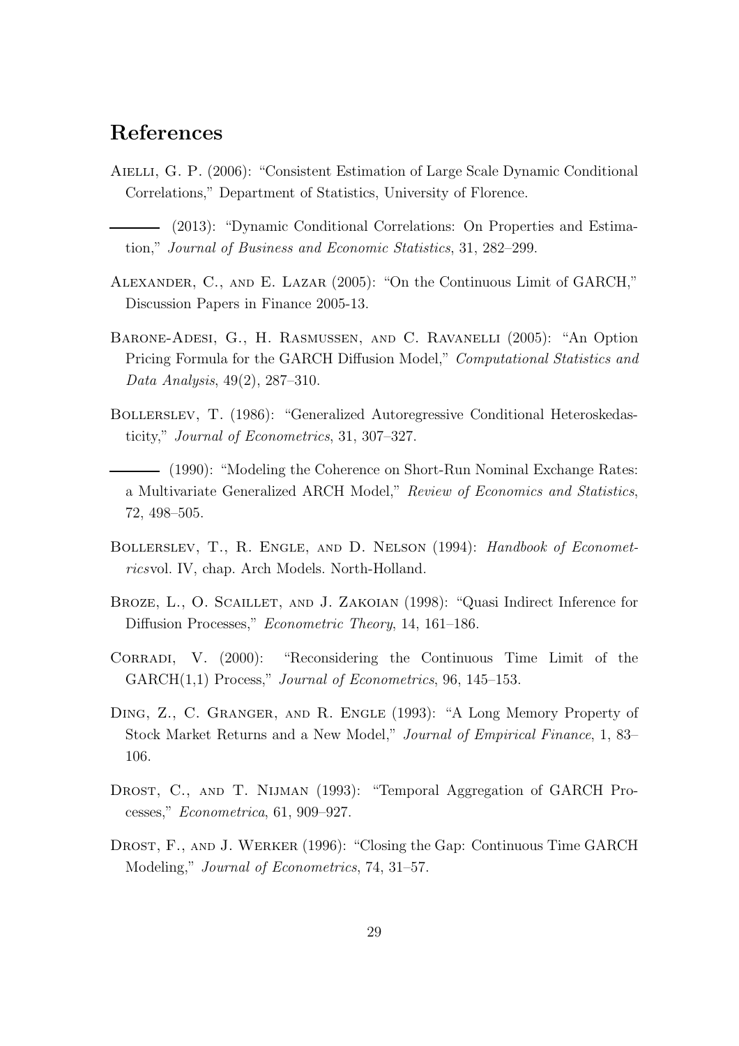## References

Aielli, G. P. (2006): "Consistent Estimation of Large Scale Dynamic Conditional Correlations," Department of Statistics, University of Florence.

——— (2013): "Dynamic Conditional Correlations: On Properties and Estimation," *Journal of Business and Economic Statistics*, 31, 282–299.

Alexander, C., and E. Lazar (2005): "On the Continuous Limit of GARCH," Discussion Papers in Finance 2005-13.

Barone-Adesi, G., H. Rasmussen, and C. Ravanelli (2005): "An Option Pricing Formula for the GARCH Diffusion Model," *Computational Statistics and Data Analysis*, 49(2), 287–310.

Bollerslev, T. (1986): "Generalized Autoregressive Conditional Heteroskedasticity," *Journal of Econometrics*, 31, 307–327.

——— (1990): "Modeling the Coherence on Short-Run Nominal Exchange Rates: a Multivariate Generalized ARCH Model," *Review of Economics and Statistics*, 72, 498–505.

Bollerslev, T., R. Engle, and D. Nelson (1994): *Handbook of Econometrics*vol. IV, chap. Arch Models. North-Holland.

Broze, L., O. Scaillet, and J. Zakoian (1998): "Quasi Indirect Inference for Diffusion Processes," *Econometric Theory*, 14, 161–186.

Corradi, V. (2000): "Reconsidering the Continuous Time Limit of the GARCH(1,1) Process," *Journal of Econometrics*, 96, 145–153.

Ding, Z., C. Granger, and R. Engle (1993): "A Long Memory Property of Stock Market Returns and a New Model," *Journal of Empirical Finance*, 1, 83–106.

Drost, C., and T. Nijman (1993): "Temporal Aggregation of GARCH Processes," *Econometrica*, 61, 909–927.

Drost, F., and J. Werker (1996): "Closing the Gap: Continuous Time GARCH Modeling," *Journal of Econometrics*, 74, 31–57.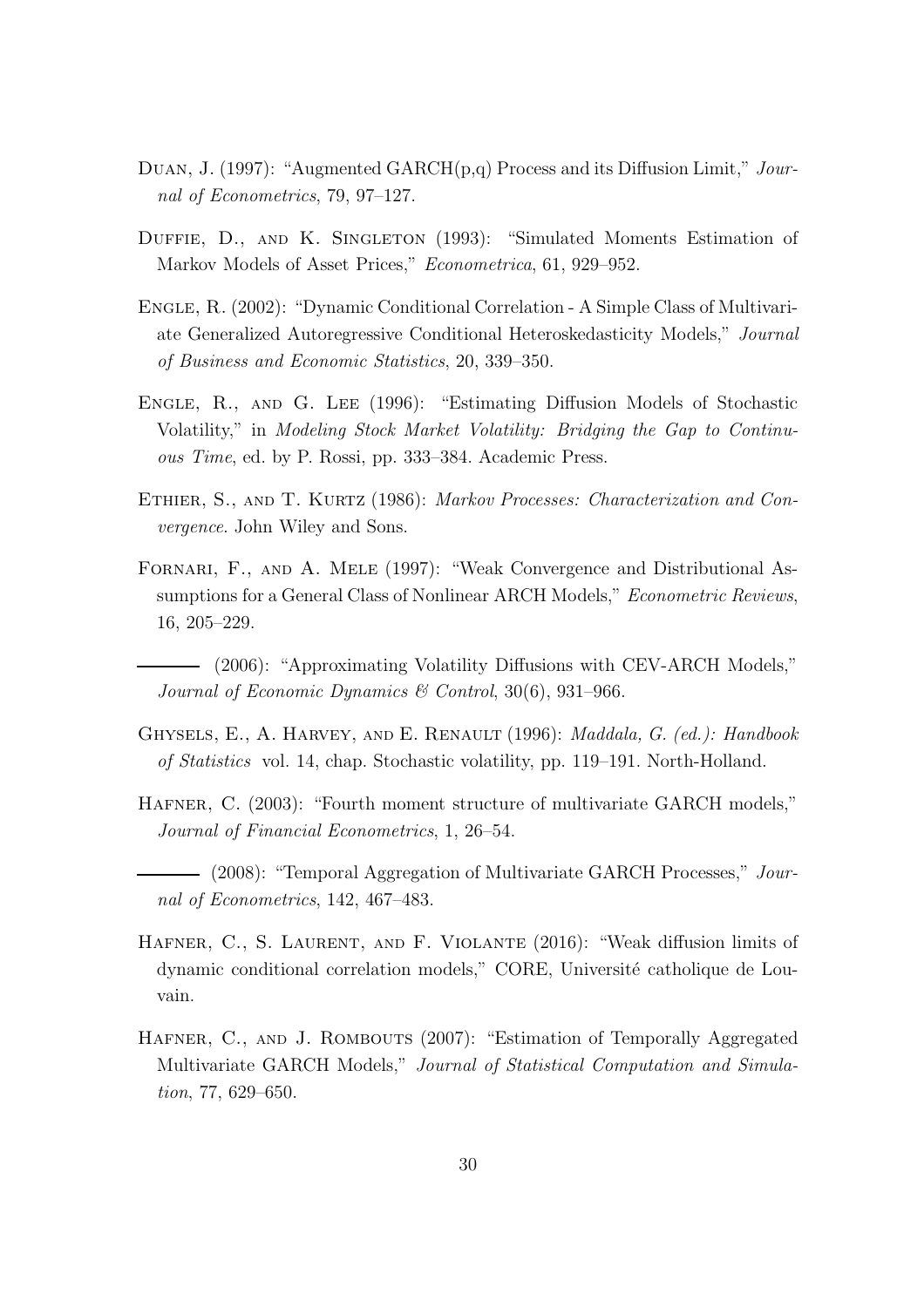Duan, J. (1997): "Augmented GARCH(p,q) Process and its Diffusion Limit," *Journal of Econometrics*, 79, 97–127.

Duffie, D., and K. Singleton (1993): "Simulated Moments Estimation of Markov Models of Asset Prices," *Econometrica*, 61, 929–952.

Engle, R. (2002): "Dynamic Conditional Correlation - A Simple Class of Multivariate Generalized Autoregressive Conditional Heteroskedasticity Models," *Journal of Business and Economic Statistics*, 20, 339–350.

Engle, R., and G. Lee (1996): "Estimating Diffusion Models of Stochastic Volatility," in *Modeling Stock Market Volatility: Bridging the Gap to Continuous Time*, ed. by P. Rossi, pp. 333–384. Academic Press.

Ethier, S., and T. Kurtz (1986): *Markov Processes: Characterization and Convergence*. John Wiley and Sons.

Fornari, F., and A. Mele (1997): "Weak Convergence and Distributional Assumptions for a General Class of Nonlinear ARCH Models," *Econometric Reviews*, 16, 205–229.

——— (2006): "Approximating Volatility Diffusions with CEV-ARCH Models," *Journal of Economic Dynamics & Control*, 30(6), 931–966.

Ghysels, E., A. Harvey, and E. Renault (1996): *Maddala, G. (ed.): Handbook of Statistics* vol. 14, chap. Stochastic volatility, pp. 119–191. North-Holland.

Hafner, C. (2003): "Fourth moment structure of multivariate GARCH models," *Journal of Financial Econometrics*, 1, 26–54.

——— (2008): "Temporal Aggregation of Multivariate GARCH Processes," *Journal of Econometrics*, 142, 467–483.

Hafner, C., S. Laurent, and F. Violante (2016): "Weak diffusion limits of dynamic conditional correlation models," CORE, Université catholique de Louvain.

Hafner, C., and J. Rombouts (2007): "Estimation of Temporally Aggregated Multivariate GARCH Models," *Journal of Statistical Computation and Simulation*, 77, 629–650.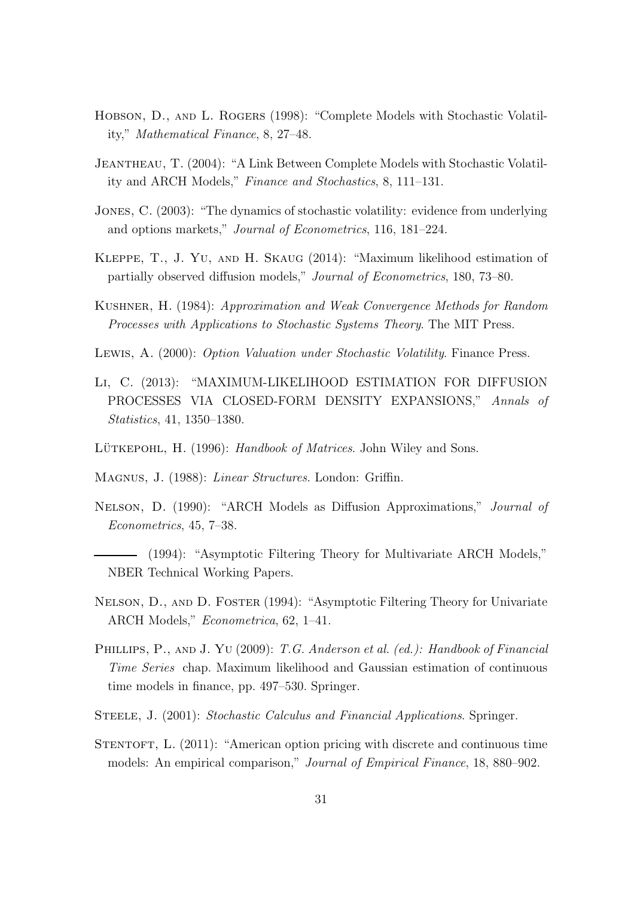Hobson, D., and L. Rogers (1998): "Complete Models with Stochastic Volatility," *Mathematical Finance*, 8, 27–48.

Jeantheau, T. (2004): "A Link Between Complete Models with Stochastic Volatility and ARCH Models," *Finance and Stochastics*, 8, 111–131.

Jones, C. (2003): "The dynamics of stochastic volatility: evidence from underlying and options markets," *Journal of Econometrics*, 116, 181–224.

Kleppe, T., J. Yu, and H. Skaug (2014): "Maximum likelihood estimation of partially observed diffusion models," *Journal of Econometrics*, 180, 73–80.

Kushner, H. (1984): *Approximation and Weak Convergence Methods for Random Processes with Applications to Stochastic Systems Theory*. The MIT Press.

Lewis, A. (2000): *Option Valuation under Stochastic Volatility*. Finance Press.

Li, C. (2013): "MAXIMUM-LIKELIHOOD ESTIMATION FOR DIFFUSION PROCESSES VIA CLOSED-FORM DENSITY EXPANSIONS," *Annals of Statistics*, 41, 1350–1380.

Lütkepohl, H. (1996): *Handbook of Matrices*. John Wiley and Sons.

Magnus, J. (1988): *Linear Structures*. London: Griffin.

Nelson, D. (1990): "ARCH Models as Diffusion Approximations," *Journal of Econometrics*, 45, 7–38.

——— (1994): "Asymptotic Filtering Theory for Multivariate ARCH Models," NBER Technical Working Papers.

Nelson, D., and D. Foster (1994): "Asymptotic Filtering Theory for Univariate ARCH Models," *Econometrica*, 62, 1–41.

Phillips, P., and J. Yu (2009): *T.G. Anderson et al. (ed.): Handbook of Financial Time Series* chap. Maximum likelihood and Gaussian estimation of continuous time models in finance, pp. 497–530. Springer.

Steele, J. (2001): *Stochastic Calculus and Financial Applications*. Springer.

Stentoft, L. (2011): "American option pricing with discrete and continuous time models: An empirical comparison," *Journal of Empirical Finance*, 18, 880–902.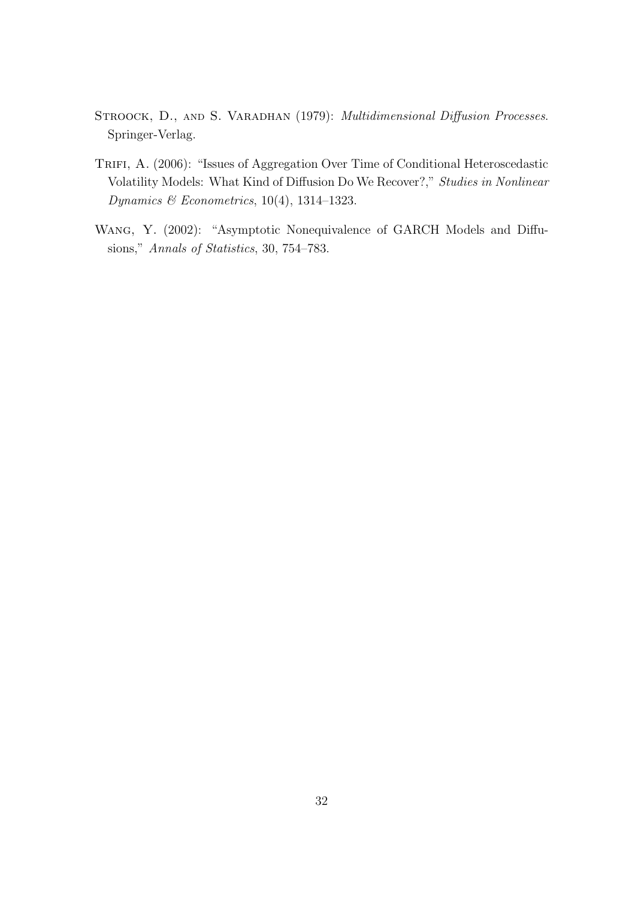Stroock, D., and S. Varadhan (1979): *Multidimensional Diffusion Processes*. Springer-Verlag.

Trifi, A. (2006): "Issues of Aggregation Over Time of Conditional Heteroscedastic Volatility Models: What Kind of Diffusion Do We Recover?," *Studies in Nonlinear Dynamics & Econometrics*, 10(4), 1314–1323.

Wang, Y. (2002): "Asymptotic Nonequivalence of GARCH Models and Diffusions," *Annals of Statistics*, 30, 754–783.